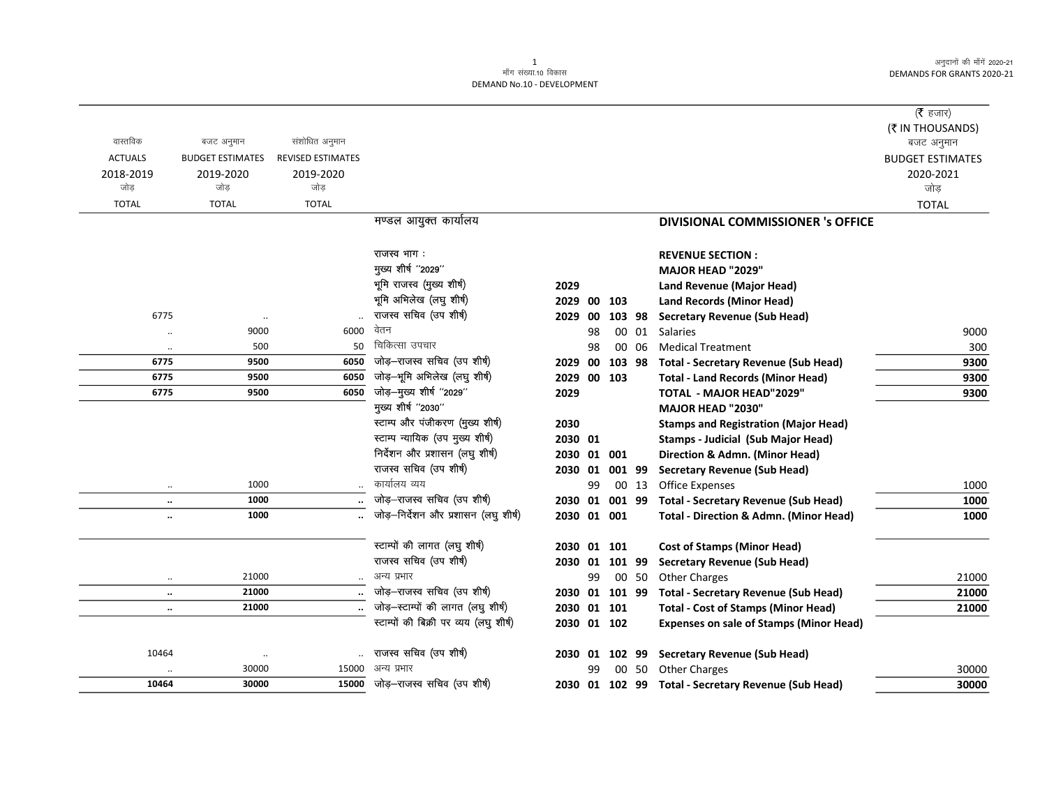मॉंग संख्या.10 विकास
DEMAND No.10 - DEVELOPMENT

(₹ हजार)
(₹ IN THOUSANDS)

| वास्तविक ACTUALS 2018-2019 जोड़ TOTAL | बजट अनुमान BUDGET ESTIMATES 2019-2020 जोड़ TOTAL | संशोधित अनुमान REVISED ESTIMATES 2019-2020 जोड़ TOTAL | | | | बजट अनुमान BUDGET ESTIMATES 2020-2021 जोड़ TOTAL |
|---|---|---|---|---|---|---|
| | | | मण्डल आयुक्त कार्यालय | | **DIVISIONAL COMMISSIONER 's OFFICE** | |
| | | | राजस्व भाग : | | **REVENUE SECTION :** | |
| | | | मुख्य शीर्ष ''2029'' | | **MAJOR HEAD "2029"** | |
| | | | भूमि राजस्व (मुख्य शीर्ष) | 2029 | **Land Revenue (Major Head)** | |
| | | | भूमि अभिलेख (लघु शीर्ष) | 2029 00 103 | **Land Records (Minor Head)** | |
| 6775 | .. | .. | राजस्व सचिव (उप शीर्ष) | 2029 00 103 98 | **Secretary Revenue (Sub Head)** | |
| .. | 9000 | 6000 | वेतन | 98 00 01 | Salaries | 9000 |
| .. | 500 | 50 | चिकित्सा उपचार | 98 00 06 | Medical Treatment | 300 |
| **6775** | **9500** | **6050** | जोड़–राजस्व सचिव (उप शीर्ष) | 2029 00 103 98 | **Total - Secretary Revenue (Sub Head)** | **9300** |
| **6775** | **9500** | **6050** | जोड़–भूमि अभिलेख (लघु शीर्ष) | 2029 00 103 | **Total - Land Records (Minor Head)** | **9300** |
| **6775** | **9500** | **6050** | जोड़–मुख्य शीर्ष ''2029'' | 2029 | **TOTAL - MAJOR HEAD"2029"** | **9300** |
| | | | मुख्य शीर्ष ''2030'' | | **MAJOR HEAD "2030"** | |
| | | | स्टाम्प और पंजीकरण (मुख्य शीर्ष) | 2030 | **Stamps and Registration (Major Head)** | |
| | | | स्टाम्प न्यायिक (उप मुख्य शीर्ष) | 2030 01 | **Stamps - Judicial (Sub Major Head)** | |
| | | | निर्देशन और प्रशासन (लघु शीर्ष) | 2030 01 001 | **Direction & Admn. (Minor Head)** | |
| | | | राजस्व सचिव (उप शीर्ष) | 2030 01 001 99 | **Secretary Revenue (Sub Head)** | |
| .. | 1000 | .. | कार्यालय व्यय | 99 00 13 | Office Expenses | 1000 |
| **..** | **1000** | **..** | जोड़–राजस्व सचिव (उप शीर्ष) | 2030 01 001 99 | **Total - Secretary Revenue (Sub Head)** | **1000** |
| **..** | **1000** | **..** | जोड़–निर्देशन और प्रशासन (लघु शीर्ष) | 2030 01 001 | **Total - Direction & Admn. (Minor Head)** | **1000** |
| | | | स्टाम्पों की लागत (लघु शीर्ष) | 2030 01 101 | **Cost of Stamps (Minor Head)** | |
| | | | राजस्व सचिव (उप शीर्ष) | 2030 01 101 99 | **Secretary Revenue (Sub Head)** | |
| .. | 21000 | .. | अन्य प्रभार | 99 00 50 | Other Charges | 21000 |
| **..** | **21000** | **..** | जोड़–राजस्व सचिव (उप शीर्ष) | 2030 01 101 99 | **Total - Secretary Revenue (Sub Head)** | **21000** |
| **..** | **21000** | **..** | जोड़–स्टाम्पों की लागत (लघु शीर्ष) | 2030 01 101 | **Total - Cost of Stamps (Minor Head)** | **21000** |
| | | | स्टाम्पों की बिक्री पर व्यय (लघु शीर्ष) | 2030 01 102 | **Expenses on sale of Stamps (Minor Head)** | |
| 10464 | .. | .. | राजस्व सचिव (उप शीर्ष) | 2030 01 102 99 | **Secretary Revenue (Sub Head)** | |
| .. | 30000 | 15000 | अन्य प्रभार | 99 00 50 | Other Charges | 30000 |
| **10464** | **30000** | **15000** | जोड़–राजस्व सचिव (उप शीर्ष) | 2030 01 102 99 | **Total - Secretary Revenue (Sub Head)** | **30000** |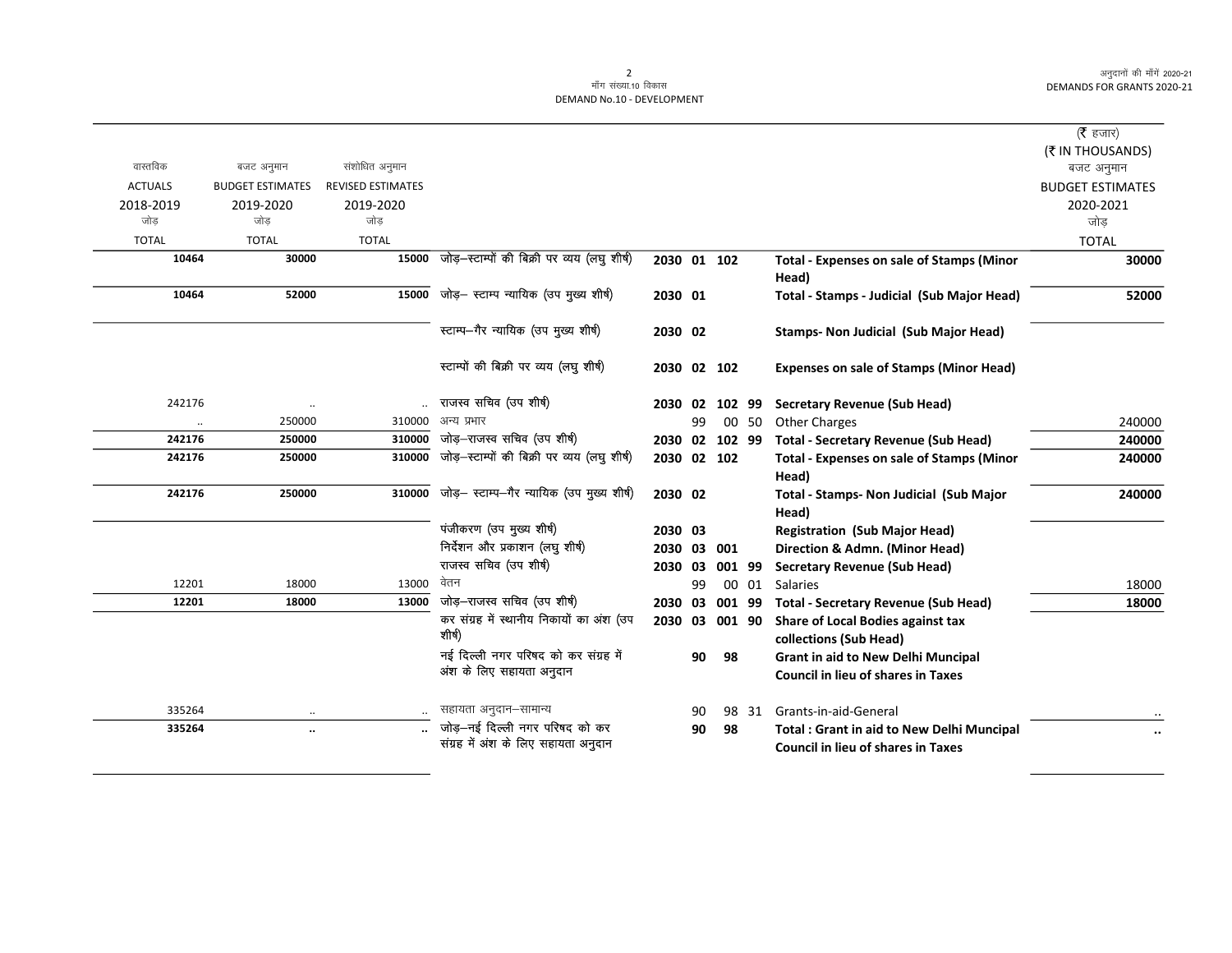मॉंग संख्या.10 विकास
DEMAND No.10 - DEVELOPMENT

अनुदानों की मॉंगें 2020-21
DEMANDS FOR GRANTS 2020-21

(₹ हजार)
(₹ IN THOUSANDS)

| वास्तविक ACTUALS 2018-2019 जोड़ TOTAL | बजट अनुमान BUDGET ESTIMATES 2019-2020 जोड़ TOTAL | संशोधित अनुमान REVISED ESTIMATES 2019-2020 जोड़ TOTAL | | | | | | | बजट अनुमान BUDGET ESTIMATES 2020-2021 जोड़ TOTAL |
|---|---|---|---|---|---|---|---|---|---|
| **10464** | **30000** | **15000** | जोड़–स्टाम्पों की बिक्री पर व्यय (लघु शीर्ष) | **2030** | **01** | **102** | | **Total - Expenses on sale of Stamps (Minor Head)** | **30000** |
| **10464** | **52000** | **15000** | जोड़– स्टाम्प न्यायिक (उप मुख्य शीर्ष) | **2030** | **01** | | | **Total - Stamps - Judicial (Sub Major Head)** | **52000** |
| | | | स्टाम्प–गैर न्यायिक (उप मुख्य शीर्ष) | **2030** | **02** | | | **Stamps- Non Judicial (Sub Major Head)** | |
| | | | स्टाम्पों की बिक्री पर व्यय (लघु शीर्ष) | **2030** | **02** | **102** | | **Expenses on sale of Stamps (Minor Head)** | |
| 242176 | .. | .. | राजस्व सचिव (उप शीर्ष) | **2030** | **02** | **102** | **99** | **Secretary Revenue (Sub Head)** | |
| .. | 250000 | 310000 | अन्य प्रभार | | 99 | 00 | 50 | Other Charges | 240000 |
| **242176** | **250000** | **310000** | जोड़–राजस्व सचिव (उप शीर्ष) | **2030** | **02** | **102** | **99** | **Total - Secretary Revenue (Sub Head)** | **240000** |
| **242176** | **250000** | **310000** | जोड़–स्टाम्पों की बिक्री पर व्यय (लघु शीर्ष) | **2030** | **02** | **102** | | **Total - Expenses on sale of Stamps (Minor Head)** | **240000** |
| **242176** | **250000** | **310000** | जोड़– स्टाम्प–गैर न्यायिक (उप मुख्य शीर्ष) | **2030** | **02** | | | **Total - Stamps- Non Judicial (Sub Major Head)** | **240000** |
| | | | पंजीकरण (उप मुख्य शीर्ष) | **2030** | **03** | | | **Registration (Sub Major Head)** | |
| | | | निर्देशन और प्रकाशन (लघु शीर्ष) | **2030** | **03** | **001** | | **Direction & Admn. (Minor Head)** | |
| | | | राजस्व सचिव (उप शीर्ष) | **2030** | **03** | **001** | **99** | **Secretary Revenue (Sub Head)** | |
| 12201 | 18000 | 13000 | वेतन | | 99 | 00 | 01 | Salaries | 18000 |
| **12201** | **18000** | **13000** | जोड़–राजस्व सचिव (उप शीर्ष) | **2030** | **03** | **001** | **99** | **Total - Secretary Revenue (Sub Head)** | **18000** |
| | | | कर संग्रह में स्थानीय निकायों का अंश (उप शीर्ष) | **2030** | **03** | **001** | **90** | **Share of Local Bodies against tax collections (Sub Head)** | |
| | | | नई दिल्ली नगर परिषद को कर संग्रह में अंश के लिए सहायता अनुदान | | **90** | **98** | | **Grant in aid to New Delhi Muncipal Council in lieu of shares in Taxes** | |
| 335264 | .. | .. | सहायता अनुदान–सामान्य | | 90 | 98 | 31 | Grants-in-aid-General | .. |
| **335264** | **..** | **..** | जोड़–नई दिल्ली नगर परिषद को कर संग्रह में अंश के लिए सहायता अनुदान | | **90** | **98** | | **Total : Grant in aid to New Delhi Muncipal Council in lieu of shares in Taxes** | **..** |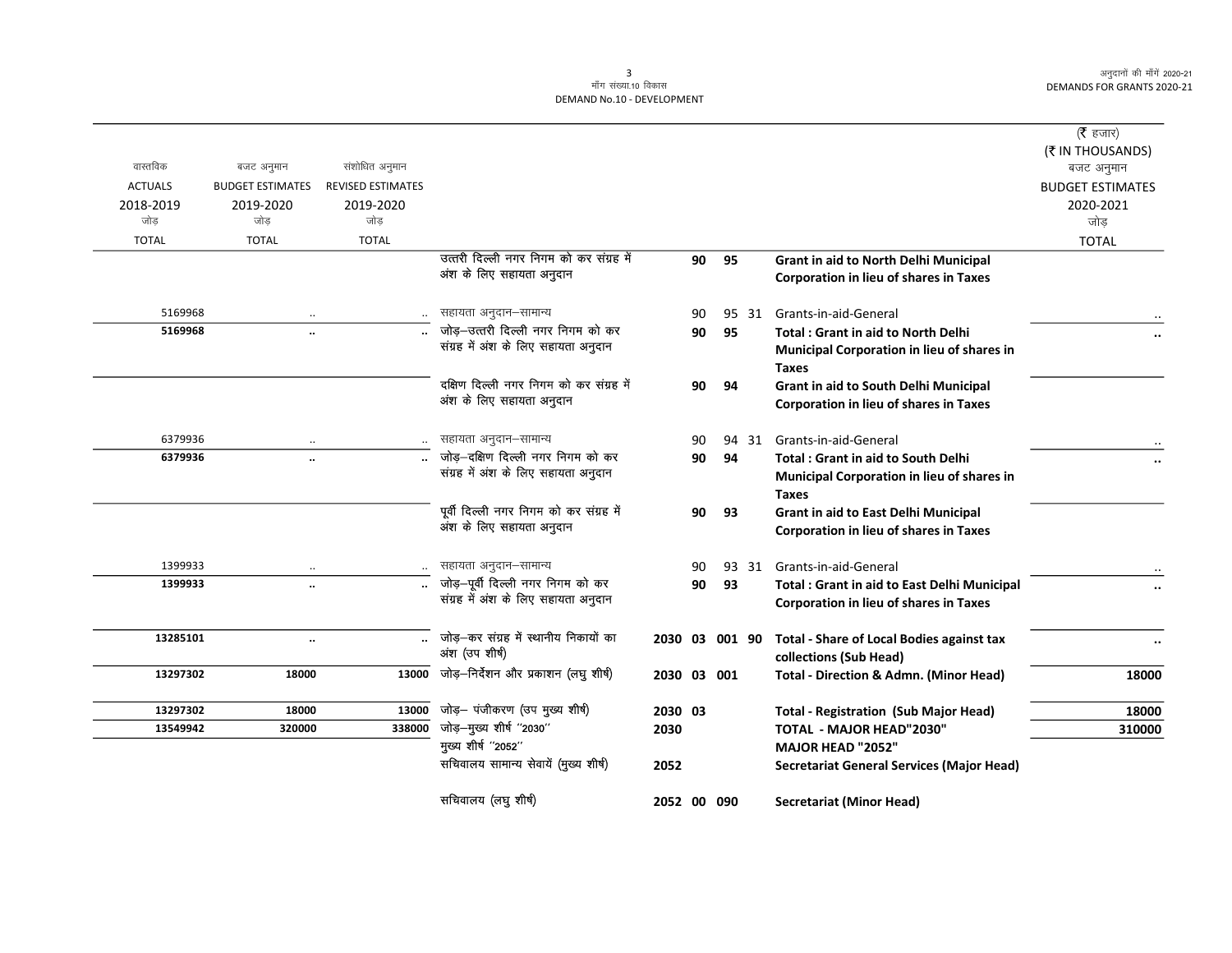| वास्तविक ACTUALS 2018-2019 जोड़ TOTAL | बजट अनुमान BUDGET ESTIMATES 2019-2020 जोड़ TOTAL | संशोधित अनुमान REVISED ESTIMATES 2019-2020 जोड़ TOTAL | | | | | | | (₹ हजार) (₹ IN THOUSANDS) बजट अनुमान BUDGET ESTIMATES 2020-2021 जोड़ TOTAL |
|---|---|---|---|---|---|---|---|---|---|
| | | | उत्तरी दिल्ली नगर निगम को कर संग्रह में अंश के लिए सहायता अनुदान | | 90 | 95 | | **Grant in aid to North Delhi Municipal Corporation in lieu of shares in Taxes** | |
| 5169968 | .. | .. | सहायता अनुदान–सामान्य | | 90 | 95 | 31 | Grants-in-aid-General | .. |
| **5169968** | **..** | **..** | जोड़–उत्तरी दिल्ली नगर निगम को कर संग्रह में अंश के लिए सहायता अनुदान | | **90** | **95** | | **Total : Grant in aid to North Delhi Municipal Corporation in lieu of shares in Taxes** | **..** |
| | | | दक्षिण दिल्ली नगर निगम को कर संग्रह में अंश के लिए सहायता अनुदान | | 90 | 94 | | **Grant in aid to South Delhi Municipal Corporation in lieu of shares in Taxes** | |
| 6379936 | .. | .. | सहायता अनुदान–सामान्य | | 90 | 94 | 31 | Grants-in-aid-General | .. |
| **6379936** | **..** | **..** | जोड़–दक्षिण दिल्ली नगर निगम को कर संग्रह में अंश के लिए सहायता अनुदान | | **90** | **94** | | **Total : Grant in aid to South Delhi Municipal Corporation in lieu of shares in Taxes** | **..** |
| | | | पूर्वी दिल्ली नगर निगम को कर संग्रह में अंश के लिए सहायता अनुदान | | 90 | 93 | | **Grant in aid to East Delhi Municipal Corporation in lieu of shares in Taxes** | |
| 1399933 | .. | .. | सहायता अनुदान–सामान्य | | 90 | 93 | 31 | Grants-in-aid-General | .. |
| **1399933** | **..** | **..** | जोड़–पूर्वी दिल्ली नगर निगम को कर संग्रह में अंश के लिए सहायता अनुदान | | **90** | **93** | | **Total : Grant in aid to East Delhi Municipal Corporation in lieu of shares in Taxes** | **..** |
| **13285101** | **..** | **..** | जोड़–कर संग्रह में स्थानीय निकायों का अंश (उप शीर्ष) | **2030** | **03** | **001** | **90** | **Total - Share of Local Bodies against tax collections (Sub Head)** | **..** |
| **13297302** | **18000** | **13000** | जोड़–निर्देशन और प्रकाशन (लघु शीर्ष) | **2030** | **03** | **001** | | **Total - Direction & Admn. (Minor Head)** | **18000** |
| **13297302** | **18000** | **13000** | जोड़– पंजीकरण (उप मुख्य शीर्ष) | **2030** | **03** | | | **Total - Registration (Sub Major Head)** | **18000** |
| **13549942** | **320000** | **338000** | जोड़–मुख्य शीर्ष "2030" | **2030** | | | | **TOTAL - MAJOR HEAD"2030"** | **310000** |
| | | | मुख्य शीर्ष "2052" | | | | | **MAJOR HEAD "2052"** | |
| | | | सचिवालय सामान्य सेवायें (मुख्य शीर्ष) | **2052** | | | | **Secretariat General Services (Major Head)** | |
| | | | सचिवालय (लघु शीर्ष) | **2052** | **00** | **090** | | **Secretariat (Minor Head)** | |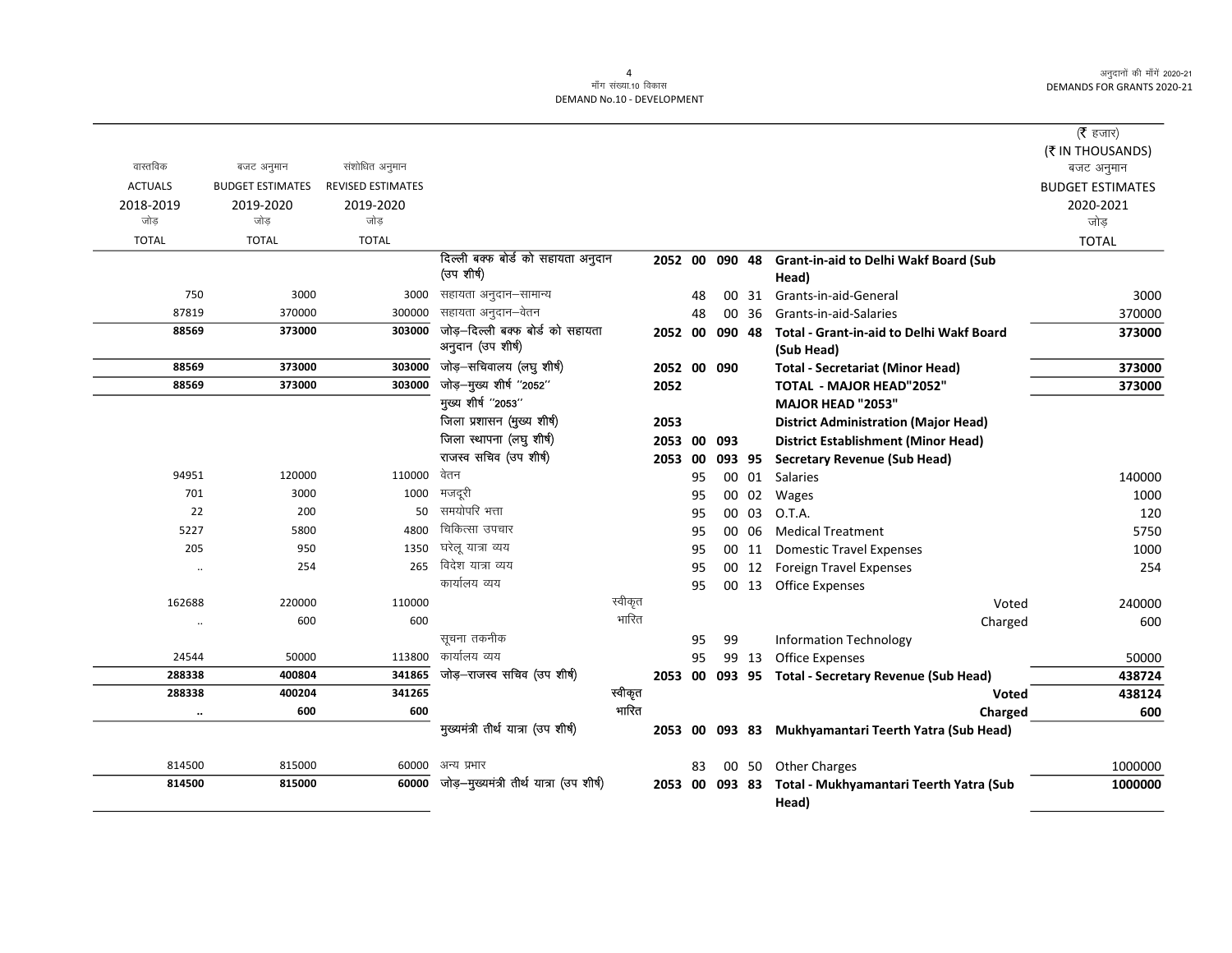(₹ हजार)
(₹ IN THOUSANDS)

| वास्तविक ACTUALS 2018-2019 जोड़ TOTAL | बजट अनुमान BUDGET ESTIMATES 2019-2020 जोड़ TOTAL | संशोधित अनुमान REVISED ESTIMATES 2019-2020 जोड़ TOTAL | | | | | | | बजट अनुमान BUDGET ESTIMATES 2020-2021 जोड़ TOTAL |
|---|---|---|---|---|---|---|---|---|---|
| | | | दिल्ली बक्फ बोर्ड को सहायता अनुदान (उप शीर्ष) | 2052 | 00 | 090 | 48 | **Grant-in-aid to Delhi Wakf Board (Sub Head)** | |
| 750 | 3000 | 3000 | सहायता अनुदान–सामान्य | | 48 | 00 | 31 | Grants-in-aid-General | 3000 |
| 87819 | 370000 | 300000 | सहायता अनुदान–वेतन | | 48 | 00 | 36 | Grants-in-aid-Salaries | 370000 |
| **88569** | **373000** | **303000** | जोड़–दिल्ली बक्फ बोर्ड को सहायता अनुदान (उप शीर्ष) | 2052 | 00 | 090 | 48 | **Total - Grant-in-aid to Delhi Wakf Board (Sub Head)** | **373000** |
| **88569** | **373000** | **303000** | जोड़–सचिवालय (लघु शीर्ष) | 2052 | 00 | 090 | | **Total - Secretariat (Minor Head)** | **373000** |
| **88569** | **373000** | **303000** | जोड़–मुख्य शीर्ष "2052" | 2052 | | | | **TOTAL - MAJOR HEAD"2052"** | **373000** |
| | | | मुख्य शीर्ष "2053" | | | | | **MAJOR HEAD "2053"** | |
| | | | जिला प्रशासन (मुख्य शीर्ष) | 2053 | | | | **District Administration (Major Head)** | |
| | | | जिला स्थापना (लघु शीर्ष) | 2053 | 00 | 093 | | **District Establishment (Minor Head)** | |
| | | | राजस्व सचिव (उप शीर्ष) | 2053 | 00 | 093 | 95 | **Secretary Revenue (Sub Head)** | |
| 94951 | 120000 | 110000 | वेतन | | 95 | 00 | 01 | Salaries | 140000 |
| 701 | 3000 | 1000 | मजदूरी | | 95 | 00 | 02 | Wages | 1000 |
| 22 | 200 | 50 | समयोपरि भत्ता | | 95 | 00 | 03 | O.T.A. | 120 |
| 5227 | 5800 | 4800 | चिकित्सा उपचार | | 95 | 00 | 06 | Medical Treatment | 5750 |
| 205 | 950 | 1350 | घरेलू यात्रा व्यय | | 95 | 00 | 11 | Domestic Travel Expenses | 1000 |
| .. | 254 | 265 | विदेश यात्रा व्यय | | 95 | 00 | 12 | Foreign Travel Expenses | 254 |
| | | | कार्यालय व्यय | | 95 | 00 | 13 | Office Expenses | |
| 162688 | 220000 | 110000 | स्वीकृत | | | | | Voted | 240000 |
| .. | 600 | 600 | भारित | | | | | Charged | 600 |
| | | | सूचना तकनीक | | 95 | 99 | | Information Technology | |
| 24544 | 50000 | 113800 | कार्यालय व्यय | | 95 | 99 | 13 | Office Expenses | 50000 |
| **288338** | **400804** | **341865** | जोड़–राजस्व सचिव (उप शीर्ष) | 2053 | 00 | 093 | 95 | **Total - Secretary Revenue (Sub Head)** | **438724** |
| **288338** | **400204** | **341265** | स्वीकृत | | | | | **Voted** | **438124** |
| **..** | **600** | **600** | भारित | | | | | **Charged** | **600** |
| | | | मुख्यमंत्री तीर्थ यात्रा (उप शीर्ष) | 2053 | 00 | 093 | 83 | **Mukhyamantari Teerth Yatra (Sub Head)** | |
| 814500 | 815000 | 60000 | अन्य प्रभार | | 83 | 00 | 50 | Other Charges | 1000000 |
| **814500** | **815000** | **60000** | जोड़–मुख्यमंत्री तीर्थ यात्रा (उप शीर्ष) | 2053 | 00 | 093 | 83 | **Total - Mukhyamantari Teerth Yatra (Sub Head)** | **1000000** |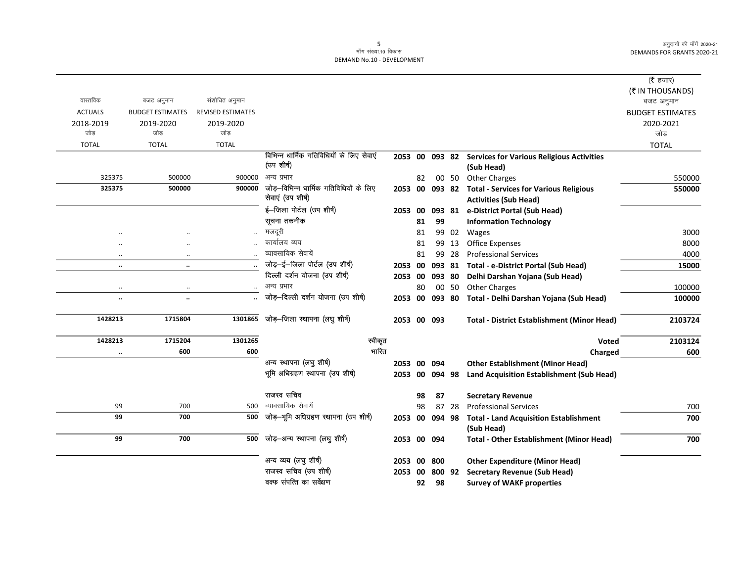| वास्तविक ACTUALS 2018-2019 जोड़ TOTAL | बजट अनुमान BUDGET ESTIMATES 2019-2020 जोड़ TOTAL | संशोधित अनुमान REVISED ESTIMATES 2019-2020 जोड़ TOTAL | | | | | | | (₹ हजार) (₹ IN THOUSANDS) बजट अनुमान BUDGET ESTIMATES 2020-2021 जोड़ TOTAL |
|---|---|---|---|---|---|---|---|---|---|
| | | | विभिन्न धार्मिक गतिविधियों के लिए सेवाएं (उप शीर्ष) | 2053 | 00 | 093 | 82 | **Services for Various Religious Activities (Sub Head)** | |
| 325375 | 500000 | 900000 | अन्य प्रभार | | 82 | 00 | 50 | Other Charges | 550000 |
| **325375** | **500000** | **900000** | जोड़–विभिन्न धार्मिक गतिविधियों के लिए सेवाएं (उप शीर्ष) | 2053 | 00 | 093 | 82 | **Total - Services for Various Religious Activities (Sub Head)** | **550000** |
| | | | ई–जिला पोर्टल (उप शीर्ष) | 2053 | 00 | 093 | 81 | **e-District Portal (Sub Head)** | |
| | | | सूचना तकनीक | | 81 | 99 | | **Information Technology** | |
| .. | .. | .. | मजदूरी | | 81 | 99 | 02 | Wages | 3000 |
| .. | .. | .. | कार्यालय व्यय | | 81 | 99 | 13 | Office Expenses | 8000 |
| .. | .. | .. | व्यावसायिक सेवायें | | 81 | 99 | 28 | Professional Services | 4000 |
| .. | .. | .. | जोड़–ई–जिला पोर्टल (उप शीर्ष) | 2053 | 00 | 093 | 81 | **Total - e-District Portal (Sub Head)** | **15000** |
| | | | दिल्ली दर्शन योजना (उप शीर्ष) | 2053 | 00 | 093 | 80 | **Delhi Darshan Yojana (Sub Head)** | |
| .. | .. | .. | अन्य प्रभार | | 80 | 00 | 50 | Other Charges | 100000 |
| .. | .. | .. | जोड़–दिल्ली दर्शन योजना (उप शीर्ष) | 2053 | 00 | 093 | 80 | **Total - Delhi Darshan Yojana (Sub Head)** | **100000** |
| **1428213** | **1715804** | **1301865** | जोड़–जिला स्थापना (लघु शीर्ष) | 2053 | 00 | 093 | | **Total - District Establishment (Minor Head)** | **2103724** |
| **1428213** | **1715204** | **1301265** | स्वीकृत | | | | | **Voted** | **2103124** |
| .. | **600** | **600** | भारित | | | | | **Charged** | **600** |
| | | | अन्य स्थापना (लघु शीर्ष) | 2053 | 00 | 094 | | **Other Establishment (Minor Head)** | |
| | | | भूमि अधिग्रहण स्थापना (उप शीर्ष) | 2053 | 00 | 094 | 98 | **Land Acquisition Establishment (Sub Head)** | |
| | | | राजस्व सचिव | | 98 | 87 | | **Secretary Revenue** | |
| 99 | 700 | 500 | व्यावसायिक सेवायें | | 98 | 87 | 28 | Professional Services | 700 |
| **99** | **700** | **500** | जोड़–भूमि अधिग्रहण स्थापना (उप शीर्ष) | 2053 | 00 | 094 | 98 | **Total - Land Acquisition Establishment (Sub Head)** | **700** |
| **99** | **700** | **500** | जोड़–अन्य स्थापना (लघु शीर्ष) | 2053 | 00 | 094 | | **Total - Other Establishment (Minor Head)** | **700** |
| | | | अन्य व्यय (लघु शीर्ष) | 2053 | 00 | 800 | | **Other Expenditure (Minor Head)** | |
| | | | राजस्व सचिव (उप शीर्ष) | 2053 | 00 | 800 | 92 | **Secretary Revenue (Sub Head)** | |
| | | | वक्फ संपत्ति का सर्वेक्षण | | 92 | 98 | | **Survey of WAKF properties** | |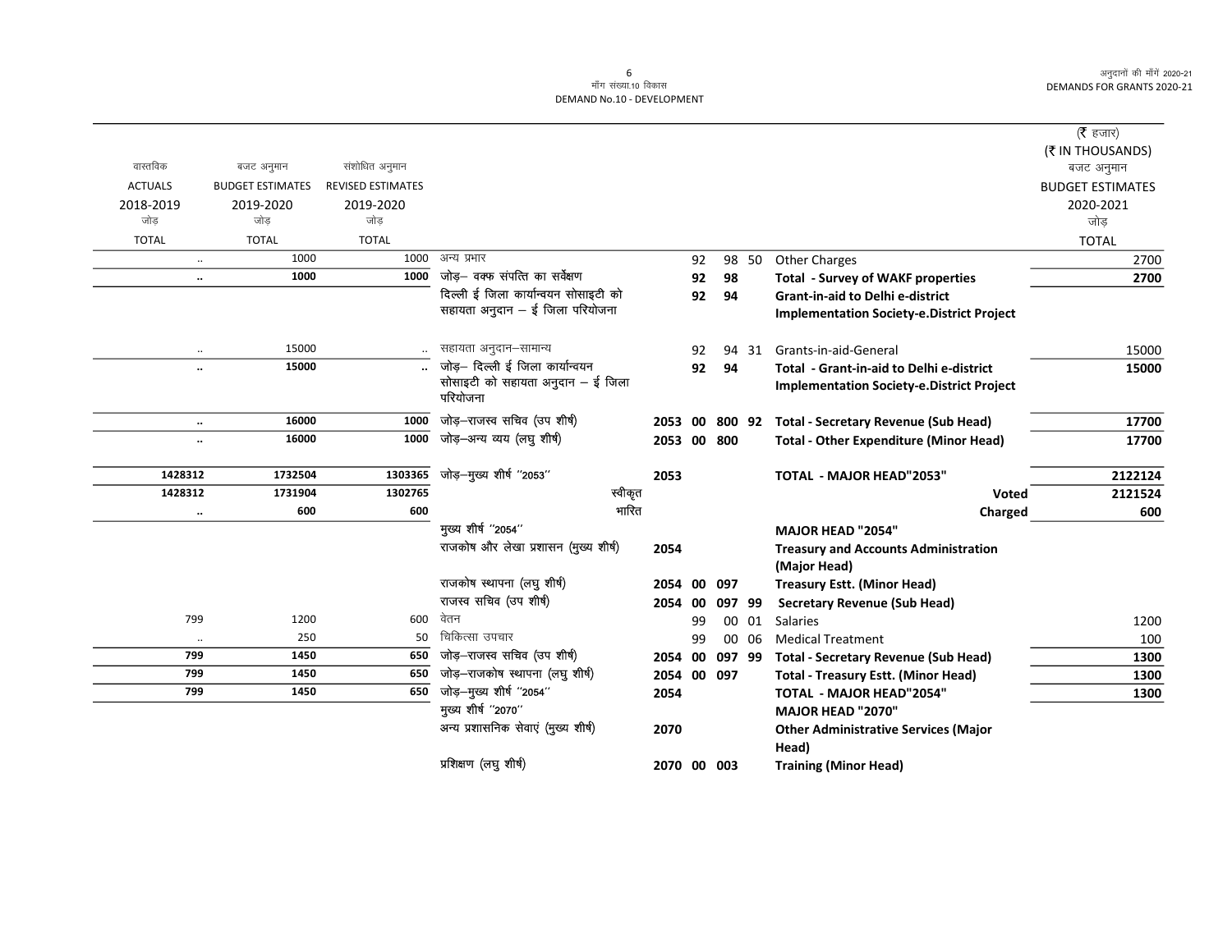| वास्तविक ACTUALS 2018-2019 जोड़ TOTAL | बजट अनुमान BUDGET ESTIMATES 2019-2020 जोड़ TOTAL | संशोधित अनुमान REVISED ESTIMATES 2019-2020 जोड़ TOTAL | | | | | | | (₹ हजार) (₹ IN THOUSANDS) बजट अनुमान BUDGET ESTIMATES 2020-2021 जोड़ TOTAL |
|---|---|---|---|---|---|---|---|---|---|
| .. | 1000 | 1000 | अन्य प्रभार | | 92 | 98 | 50 | Other Charges | 2700 |
| **..** | **1000** | **1000** | जोड़– वक्फ संपत्ति का सर्वेक्षण | | **92** | **98** | | **Total - Survey of WAKF properties** | **2700** |
| | | | दिल्ली ई जिला कार्यान्वयन सोसाइटी को सहायता अनुदान – ई जिला परियोजना | | **92** | **94** | | **Grant-in-aid to Delhi e-district Implementation Society-e.District Project** | |
| .. | 15000 | .. | सहायता अनुदान–सामान्य | | 92 | 94 | 31 | Grants-in-aid-General | 15000 |
| **..** | **15000** | **..** | जोड़– दिल्ली ई जिला कार्यान्वयन सोसाइटी को सहायता अनुदान – ई जिला परियोजना | | **92** | **94** | | **Total - Grant-in-aid to Delhi e-district Implementation Society-e.District Project** | **15000** |
| **..** | **16000** | **1000** | जोड़–राजस्व सचिव (उप शीर्ष) | **2053** | **00** | **800** | **92** | **Total - Secretary Revenue (Sub Head)** | **17700** |
| **..** | **16000** | **1000** | जोड़–अन्य व्यय (लघु शीर्ष) | **2053** | **00** | **800** | | **Total - Other Expenditure (Minor Head)** | **17700** |
| **1428312** | **1732504** | **1303365** | जोड़–मुख्य शीर्ष "2053" | **2053** | | | | **TOTAL - MAJOR HEAD"2053"** | **2122124** |
| **1428312** | **1731904** | **1302765** | स्वीकृत | | | | | **Voted** | **2121524** |
| **..** | **600** | **600** | भारित | | | | | **Charged** | **600** |
| | | | मुख्य शीर्ष "2054" | | | | | **MAJOR HEAD "2054"** | |
| | | | राजकोष और लेखा प्रशासन (मुख्य शीर्ष) | **2054** | | | | **Treasury and Accounts Administration (Major Head)** | |
| | | | राजकोष स्थापना (लघु शीर्ष) | **2054** | **00** | **097** | | **Treasury Estt. (Minor Head)** | |
| | | | राजस्व सचिव (उप शीर्ष) | **2054** | **00** | **097** | **99** | **Secretary Revenue (Sub Head)** | |
| 799 | 1200 | 600 | वेतन | | 99 | 00 | 01 | Salaries | 1200 |
| .. | 250 | 50 | चिकित्सा उपचार | | 99 | 00 | 06 | Medical Treatment | 100 |
| **799** | **1450** | **650** | जोड़–राजस्व सचिव (उप शीर्ष) | **2054** | **00** | **097** | **99** | **Total - Secretary Revenue (Sub Head)** | **1300** |
| **799** | **1450** | **650** | जोड़–राजकोष स्थापना (लघु शीर्ष) | **2054** | **00** | **097** | | **Total - Treasury Estt. (Minor Head)** | **1300** |
| **799** | **1450** | **650** | जोड़–मुख्य शीर्ष "2054" | **2054** | | | | **TOTAL - MAJOR HEAD"2054"** | **1300** |
| | | | मुख्य शीर्ष "2070" | | | | | **MAJOR HEAD "2070"** | |
| | | | अन्य प्रशासनिक सेवाएं (मुख्य शीर्ष) | **2070** | | | | **Other Administrative Services (Major Head)** | |
| | | | प्रशिक्षण (लघु शीर्ष) | **2070** | **00** | **003** | | **Training (Minor Head)** | |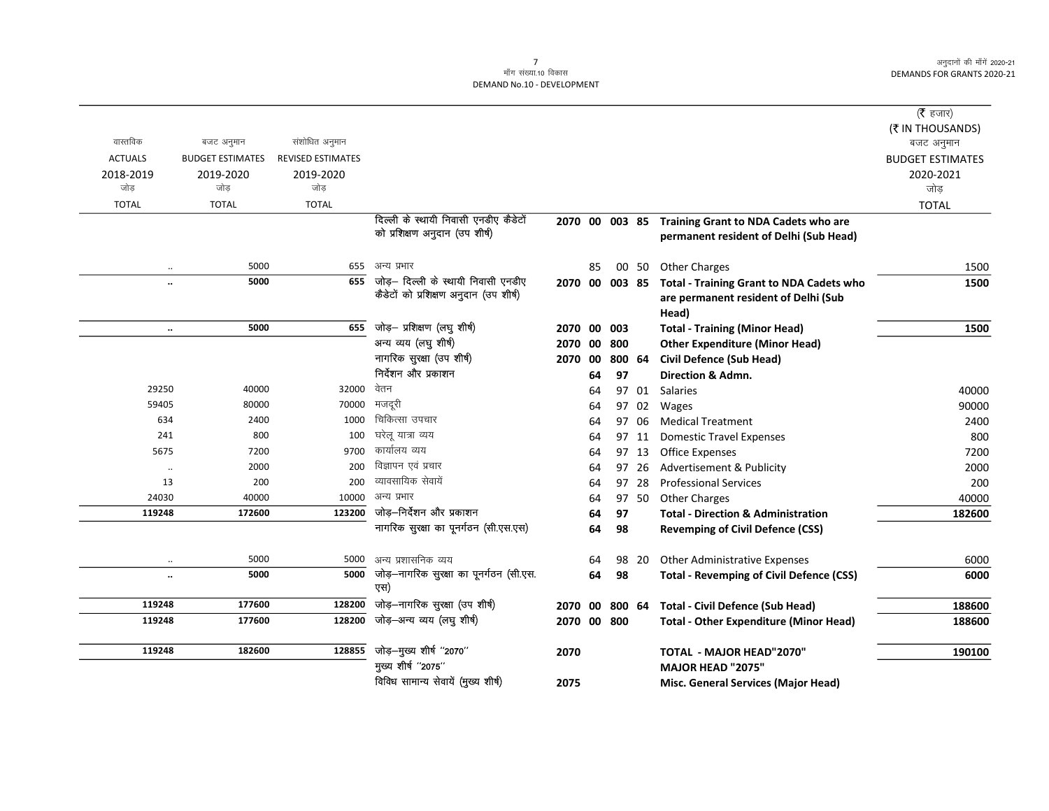माँग संख्या.10 विकास
DEMAND No.10 - DEVELOPMENT

अनुदानों की माँगें 2020-21
DEMANDS FOR GRANTS 2020-21

(₹ हजार)
(₹ IN THOUSANDS)

| वास्तविक ACTUALS 2018-2019 जोड़ TOTAL | बजट अनुमान BUDGET ESTIMATES 2019-2020 जोड़ TOTAL | संशोधित अनुमान REVISED ESTIMATES 2019-2020 जोड़ TOTAL | | | | | | | बजट अनुमान BUDGET ESTIMATES 2020-2021 जोड़ TOTAL |
|---|---|---|---|---|---|---|---|---|---|
| | | | दिल्ली के स्थायी निवासी एनडीए कैडेटों को प्रशिक्षण अनुदान (उप शीर्ष) | 2070 | 00 | 003 | 85 | **Training Grant to NDA Cadets who are permanent resident of Delhi (Sub Head)** | |
| .. | 5000 | 655 | अन्य प्रभार | | 85 | 00 | 50 | Other Charges | 1500 |
| **..** | **5000** | **655** | जोड़– दिल्ली के स्थायी निवासी एनडीए कैडेटों को प्रशिक्षण अनुदान (उप शीर्ष) | **2070** | **00** | **003** | **85** | **Total - Training Grant to NDA Cadets who are permanent resident of Delhi (Sub Head)** | **1500** |
| **..** | **5000** | **655** | जोड़– प्रशिक्षण (लघु शीर्ष) | **2070** | **00** | **003** | | **Total - Training (Minor Head)** | **1500** |
| | | | अन्य व्यय (लघु शीर्ष) | **2070** | **00** | **800** | | **Other Expenditure (Minor Head)** | |
| | | | नागरिक सुरक्षा (उप शीर्ष) | **2070** | **00** | **800** | **64** | **Civil Defence (Sub Head)** | |
| | | | निर्देशन और प्रकाशन | | **64** | **97** | | **Direction & Admn.** | |
| 29250 | 40000 | 32000 | वेतन | | 64 | 97 | 01 | Salaries | 40000 |
| 59405 | 80000 | 70000 | मजदूरी | | 64 | 97 | 02 | Wages | 90000 |
| 634 | 2400 | 1000 | चिकित्सा उपचार | | 64 | 97 | 06 | Medical Treatment | 2400 |
| 241 | 800 | 100 | घरेलू यात्रा व्यय | | 64 | 97 | 11 | Domestic Travel Expenses | 800 |
| 5675 | 7200 | 9700 | कार्यालय व्यय | | 64 | 97 | 13 | Office Expenses | 7200 |
| .. | 2000 | 200 | विज्ञापन एवं प्रचार | | 64 | 97 | 26 | Advertisement & Publicity | 2000 |
| 13 | 200 | 200 | व्यावसायिक सेवायें | | 64 | 97 | 28 | Professional Services | 200 |
| 24030 | 40000 | 10000 | अन्य प्रभार | | 64 | 97 | 50 | Other Charges | 40000 |
| **119248** | **172600** | **123200** | जोड़–निर्देशन और प्रकाशन | | **64** | **97** | | **Total - Direction & Administration** | **182600** |
| | | | नागरिक सुरक्षा का पूनर्गठन (सी.एस.एस) | | **64** | **98** | | **Revemping of Civil Defence (CSS)** | |
| .. | 5000 | 5000 | अन्य प्रशासनिक व्यय | | 64 | 98 | 20 | Other Administrative Expenses | 6000 |
| **..** | **5000** | **5000** | जोड़–नागरिक सुरक्षा का पूनर्गठन (सी.एस. एस) | | **64** | **98** | | **Total - Revemping of Civil Defence (CSS)** | **6000** |
| **119248** | **177600** | **128200** | जोड़–नागरिक सुरक्षा (उप शीर्ष) | **2070** | **00** | **800** | **64** | **Total - Civil Defence (Sub Head)** | **188600** |
| **119248** | **177600** | **128200** | जोड़–अन्य व्यय (लघु शीर्ष) | **2070** | **00** | **800** | | **Total - Other Expenditure (Minor Head)** | **188600** |
| **119248** | **182600** | **128855** | जोड़–मुख्य शीर्ष ''2070'' | **2070** | | | | **TOTAL - MAJOR HEAD"2070"** | **190100** |
| | | | मुख्य शीर्ष ''2075'' | | | | | **MAJOR HEAD "2075"** | |
| | | | विविध सामान्य सेवायें (मुख्य शीर्ष) | **2075** | | | | **Misc. General Services (Major Head)** | |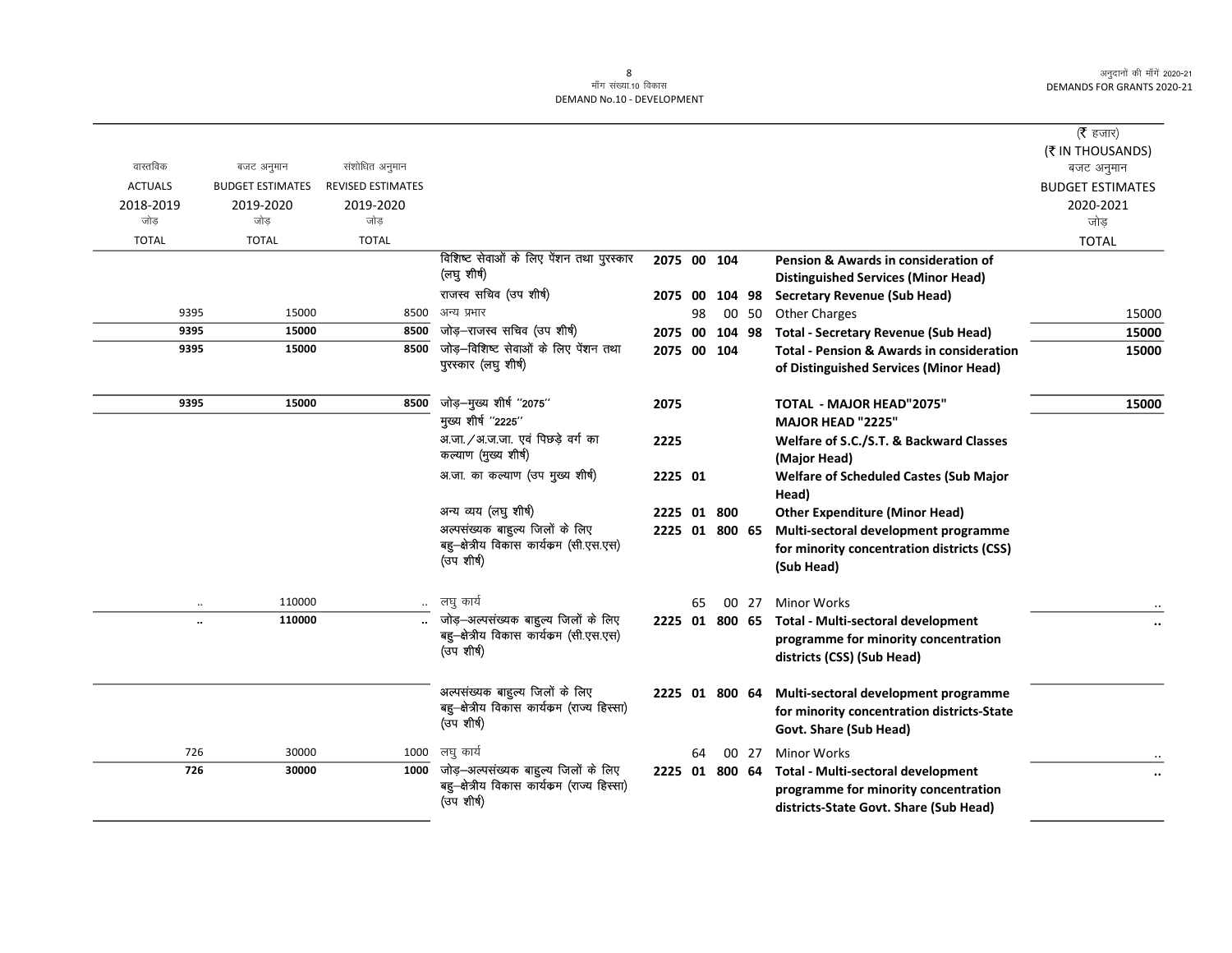(₹ हजार)
(₹ IN THOUSANDS)

| वास्तविक ACTUALS 2018-2019 जोड़ TOTAL | बजट अनुमान BUDGET ESTIMATES 2019-2020 जोड़ TOTAL | संशोधित अनुमान REVISED ESTIMATES 2019-2020 जोड़ TOTAL | | | | | | | बजट अनुमान BUDGET ESTIMATES 2020-2021 जोड़ TOTAL |
|---|---|---|---|---|---|---|---|---|---|
| | | | विशिष्ट सेवाओं के लिए पेंशन तथा पुरस्कार (लघु शीर्ष) | 2075 | 00 | 104 | | **Pension & Awards in consideration of Distinguished Services (Minor Head)** | |
| | | | राजस्व सचिव (उप शीर्ष) | 2075 | 00 | 104 | 98 | **Secretary Revenue (Sub Head)** | |
| 9395 | 15000 | 8500 | अन्य प्रभार | | 98 | 00 | 50 | Other Charges | 15000 |
| **9395** | **15000** | **8500** | जोड़–राजस्व सचिव (उप शीर्ष) | 2075 | 00 | 104 | 98 | **Total - Secretary Revenue (Sub Head)** | **15000** |
| **9395** | **15000** | **8500** | जोड़–विशिष्ट सेवाओं के लिए पेंशन तथा पुरस्कार (लघु शीर्ष) | 2075 | 00 | 104 | | **Total - Pension & Awards in consideration of Distinguished Services (Minor Head)** | **15000** |
| **9395** | **15000** | **8500** | जोड़–मुख्य शीर्ष "2075" | 2075 | | | | **TOTAL - MAJOR HEAD"2075"** | **15000** |
| | | | मुख्य शीर्ष "2225" | | | | | **MAJOR HEAD "2225"** | |
| | | | अ.जा./अ.ज.जा. एवं पिछड़े वर्ग का कल्याण (मुख्य शीर्ष) | 2225 | | | | **Welfare of S.C./S.T. & Backward Classes (Major Head)** | |
| | | | अ.जा. का कल्याण (उप मुख्य शीर्ष) | 2225 | 01 | | | **Welfare of Scheduled Castes (Sub Major Head)** | |
| | | | अन्य व्यय (लघु शीर्ष) | 2225 | 01 | 800 | | **Other Expenditure (Minor Head)** | |
| | | | अल्पसंख्यक बाहुल्य जिलों के लिए बहु–क्षेत्रीय विकास कार्यक्रम (सी.एस.एस) (उप शीर्ष) | 2225 | 01 | 800 | 65 | **Multi-sectoral development programme for minority concentration districts (CSS) (Sub Head)** | |
| .. | 110000 | .. | लघु कार्य | | 65 | 00 | 27 | Minor Works | .. |
| **..** | **110000** | **..** | जोड़–अल्पसंख्यक बाहुल्य जिलों के लिए बहु–क्षेत्रीय विकास कार्यक्रम (सी.एस.एस) (उप शीर्ष) | 2225 | 01 | 800 | 65 | **Total - Multi-sectoral development programme for minority concentration districts (CSS) (Sub Head)** | **..** |
| | | | अल्पसंख्यक बाहुल्य जिलों के लिए बहु–क्षेत्रीय विकास कार्यक्रम (राज्य हिस्सा) (उप शीर्ष) | 2225 | 01 | 800 | 64 | **Multi-sectoral development programme for minority concentration districts-State Govt. Share (Sub Head)** | |
| 726 | 30000 | 1000 | लघु कार्य | | 64 | 00 | 27 | Minor Works | .. |
| **726** | **30000** | **1000** | जोड़–अल्पसंख्यक बाहुल्य जिलों के लिए बहु–क्षेत्रीय विकास कार्यक्रम (राज्य हिस्सा) (उप शीर्ष) | 2225 | 01 | 800 | 64 | **Total - Multi-sectoral development programme for minority concentration districts-State Govt. Share (Sub Head)** | **..** |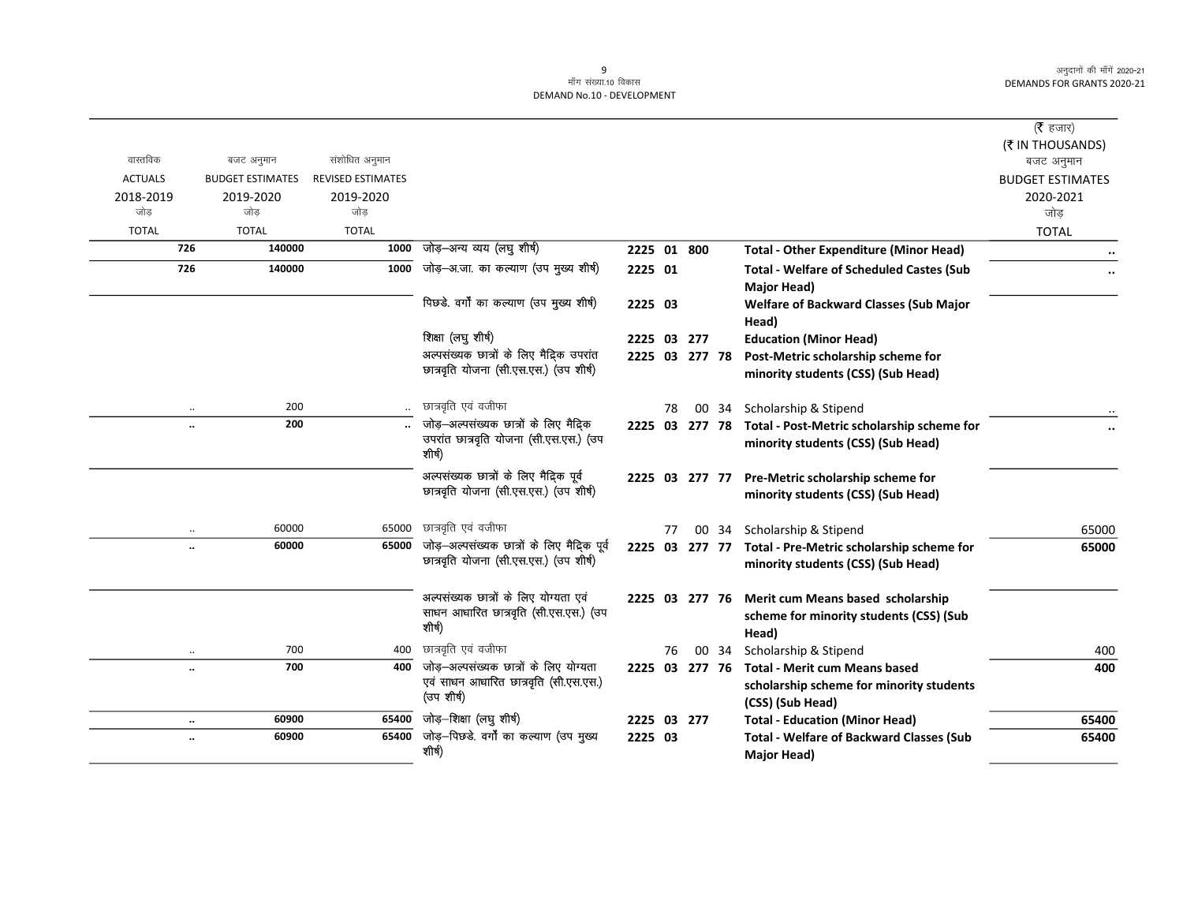माँग संख्या.10 विकास
DEMAND No.10 - DEVELOPMENT

अनुदानों की माँगें 2020-21
DEMANDS FOR GRANTS 2020-21

(₹ हजार)
(₹ IN THOUSANDS)

| वास्तविक ACTUALS 2018-2019 जोड़ TOTAL | बजट अनुमान BUDGET ESTIMATES 2019-2020 जोड़ TOTAL | संशोधित अनुमान REVISED ESTIMATES 2019-2020 जोड़ TOTAL | | | | बजट अनुमान BUDGET ESTIMATES 2020-2021 जोड़ TOTAL |
|---|---|---|---|---|---|---|
| 726 | 140000 | 1000 | जोड़–अन्य व्यय (लघु शीर्ष) | 2225 01 800 | **Total - Other Expenditure (Minor Head)** | .. |
| 726 | 140000 | 1000 | जोड़–अ.जा. का कल्याण (उप मुख्य शीर्ष) | 2225 01 | **Total - Welfare of Scheduled Castes (Sub Major Head)** | .. |
| | | | पिछडे. वर्गों का कल्याण (उप मुख्य शीर्ष) | 2225 03 | **Welfare of Backward Classes (Sub Major Head)** | |
| | | | शिक्षा (लघु शीर्ष) | 2225 03 277 | **Education (Minor Head)** | |
| | | | अल्पसंख्यक छात्रों के लिए मैद्रिक उपरांत छात्रवृति योजना (सी.एस.एस.) (उप शीर्ष) | 2225 03 277 78 | **Post-Metric scholarship scheme for minority students (CSS) (Sub Head)** | |
| .. | 200 | .. | छात्रवृत्ति एवं वजीफा | 78 00 34 | Scholarship & Stipend | .. |
| .. | 200 | .. | जोड़–अल्पसंख्यक छात्रों के लिए मैद्रिक उपरांत छात्रवृति योजना (सी.एस.एस.) (उप शीर्ष) | 2225 03 277 78 | **Total - Post-Metric scholarship scheme for minority students (CSS) (Sub Head)** | .. |
| | | | अल्पसंख्यक छात्रों के लिए मैद्रिक पूर्व छात्रवृति योजना (सी.एस.एस.) (उप शीर्ष) | 2225 03 277 77 | **Pre-Metric scholarship scheme for minority students (CSS) (Sub Head)** | |
| .. | 60000 | 65000 | छात्रवृत्ति एवं वजीफा | 77 00 34 | Scholarship & Stipend | 65000 |
| .. | 60000 | 65000 | जोड़–अल्पसंख्यक छात्रों के लिए मैद्रिक पूर्व छात्रवृति योजना (सी.एस.एस.) (उप शीर्ष) | 2225 03 277 77 | **Total - Pre-Metric scholarship scheme for minority students (CSS) (Sub Head)** | 65000 |
| | | | अल्पसंख्यक छात्रों के लिए योग्यता एवं साधन आधारित छात्रवृति (सी.एस.एस.) (उप शीर्ष) | 2225 03 277 76 | **Merit cum Means based scholarship scheme for minority students (CSS) (Sub Head)** | |
| .. | 700 | 400 | छात्रवृत्ति एवं वजीफा | 76 00 34 | Scholarship & Stipend | 400 |
| .. | 700 | 400 | जोड़–अल्पसंख्यक छात्रों के लिए योग्यता एवं साधन आधारित छात्रवृति (सी.एस.एस.) (उप शीर्ष) | 2225 03 277 76 | **Total - Merit cum Means based scholarship scheme for minority students (CSS) (Sub Head)** | 400 |
| .. | 60900 | 65400 | जोड़–शिक्षा (लघु शीर्ष) | 2225 03 277 | **Total - Education (Minor Head)** | 65400 |
| .. | 60900 | 65400 | जोड़–पिछडे. वर्गों का कल्याण (उप मुख्य शीर्ष) | 2225 03 | **Total - Welfare of Backward Classes (Sub Major Head)** | 65400 |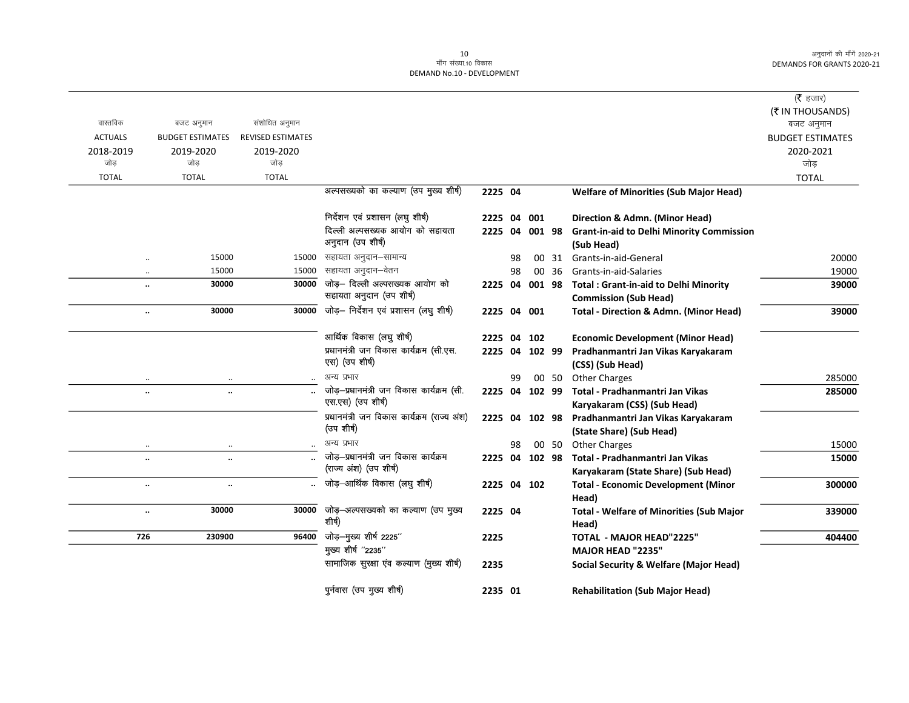मॉंग संख्या.10 विकास
DEMAND No.10 - DEVELOPMENT

अनुदानों की मॉंगें 2020-21
DEMANDS FOR GRANTS 2020-21

(₹ हजार)
(₹ IN THOUSANDS)

| वास्तविक ACTUALS 2018-2019 जोड़ TOTAL | बजट अनुमान BUDGET ESTIMATES 2019-2020 जोड़ TOTAL | संशोधित अनुमान REVISED ESTIMATES 2019-2020 जोड़ TOTAL | | | | | | | बजट अनुमान BUDGET ESTIMATES 2020-2021 जोड़ TOTAL |
|---|---|---|---|---|---|---|---|---|---|
| | | | अल्पसख्यको का कल्याण (उप मुख्य शीर्ष) | 2225 | 04 | | | **Welfare of Minorities (Sub Major Head)** | |
| | | | निर्देशन एवं प्रशासन (लघु शीर्ष) | 2225 | 04 | 001 | | **Direction & Admn. (Minor Head)** | |
| | | | दिल्ली अल्पसख्यक आयोग को सहायता अनुदान (उप शीर्ष) | 2225 | 04 | 001 | 98 | **Grant-in-aid to Delhi Minority Commission (Sub Head)** | |
| .. | 15000 | 15000 | सहायता अनुदान–सामान्य | | 98 | 00 | 31 | Grants-in-aid-General | 20000 |
| .. | 15000 | 15000 | सहायता अनुदान–वेतन | | 98 | 00 | 36 | Grants-in-aid-Salaries | 19000 |
| **..** | **30000** | **30000** | जोड़– दिल्ली अल्पसख्यक आयोग को सहायता अनुदान (उप शीर्ष) | 2225 | 04 | 001 | 98 | **Total : Grant-in-aid to Delhi Minority Commission (Sub Head)** | **39000** |
| **..** | **30000** | **30000** | जोड़– निर्देशन एवं प्रशासन (लघु शीर्ष) | 2225 | 04 | 001 | | **Total - Direction & Admn. (Minor Head)** | **39000** |
| | | | आर्थिक विकास (लघु शीर्ष) | 2225 | 04 | 102 | | **Economic Development (Minor Head)** | |
| | | | प्रधानमंत्री जन विकास कार्यक्रम (सी.एस. एस) (उप शीर्ष) | 2225 | 04 | 102 | 99 | **Pradhanmantri Jan Vikas Karyakaram (CSS) (Sub Head)** | |
| .. | .. | .. | अन्य प्रभार | | 99 | 00 | 50 | Other Charges | 285000 |
| **..** | **..** | **..** | जोड़–प्रधानमंत्री जन विकास कार्यक्रम (सी. एस.एस) (उप शीर्ष) | 2225 | 04 | 102 | 99 | **Total - Pradhanmantri Jan Vikas Karyakaram (CSS) (Sub Head)** | **285000** |
| | | | प्रधानमंत्री जन विकास कार्यक्रम (राज्य अंश) (उप शीर्ष) | 2225 | 04 | 102 | 98 | **Pradhanmantri Jan Vikas Karyakaram (State Share) (Sub Head)** | |
| .. | .. | .. | अन्य प्रभार | | 98 | 00 | 50 | Other Charges | 15000 |
| **..** | **..** | **..** | जोड़–प्रधानमंत्री जन विकास कार्यक्रम (राज्य अंश) (उप शीर्ष) | 2225 | 04 | 102 | 98 | **Total - Pradhanmantri Jan Vikas Karyakaram (State Share) (Sub Head)** | **15000** |
| **..** | **..** | **..** | जोड़–आर्थिक विकास (लघु शीर्ष) | 2225 | 04 | 102 | | **Total - Economic Development (Minor Head)** | **300000** |
| **..** | **30000** | **30000** | जोड़–अल्पसख्यको का कल्याण (उप मुख्य शीर्ष) | 2225 | 04 | | | **Total - Welfare of Minorities (Sub Major Head)** | **339000** |
| **726** | **230900** | **96400** | जोड़–मुख्य शीर्ष 2225'' | 2225 | | | | **TOTAL - MAJOR HEAD"2225"** | **404400** |
| | | | मुख्य शीर्ष ''2235'' | | | | | **MAJOR HEAD "2235"** | |
| | | | सामाजिक सुरक्षा एंव कल्याण (मुख्य शीर्ष) | 2235 | | | | **Social Security & Welfare (Major Head)** | |
| | | | पुर्नवास (उप मुख्य शीर्ष) | 2235 | 01 | | | **Rehabilitation (Sub Major Head)** | |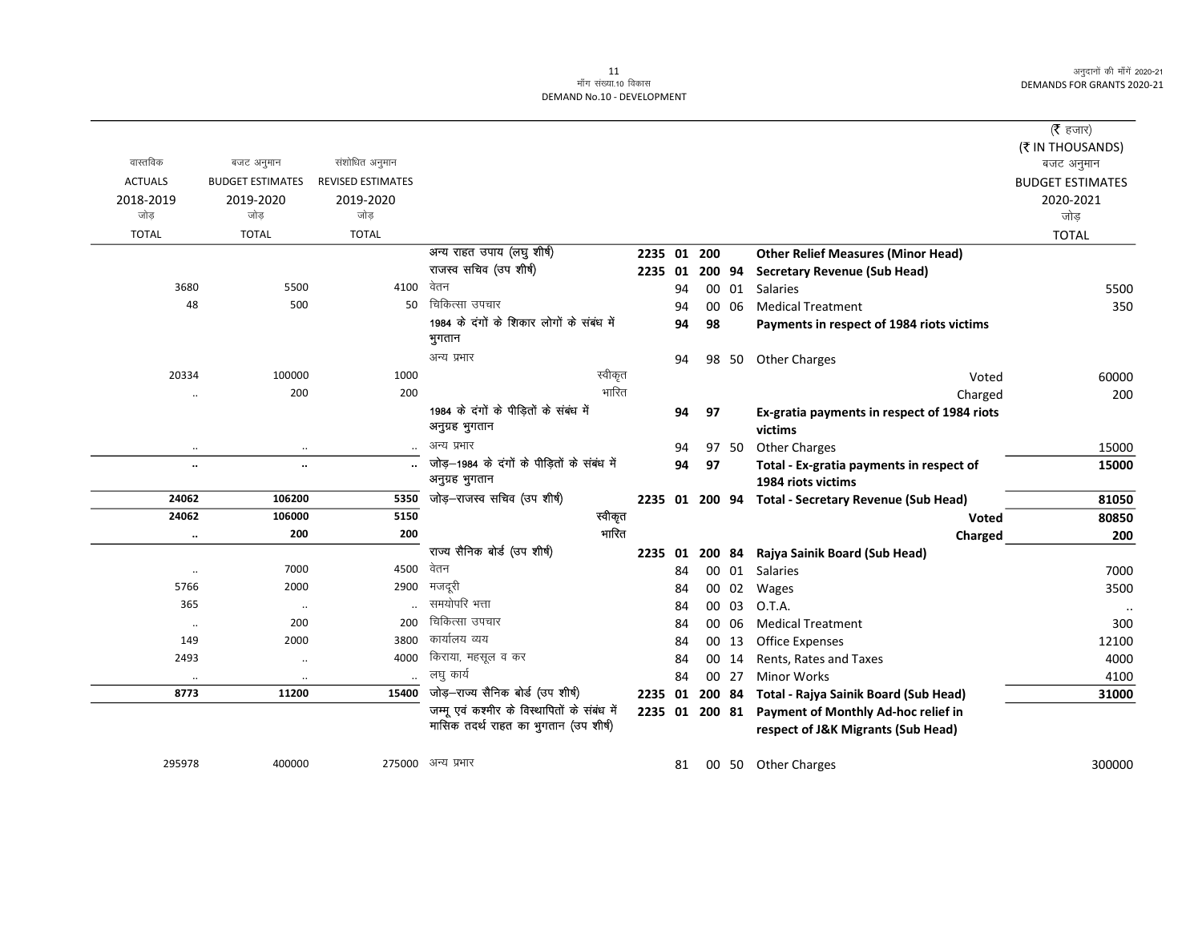मॉंग संख्या.10 विकास
DEMAND No.10 - DEVELOPMENT

| वास्तविक ACTUALS 2018-2019 जोड़ TOTAL | बजट अनुमान BUDGET ESTIMATES 2019-2020 जोड़ TOTAL | संशोधित अनुमान REVISED ESTIMATES 2019-2020 जोड़ TOTAL | | | | | | | (₹ हजार) (₹ IN THOUSANDS) बजट अनुमान BUDGET ESTIMATES 2020-2021 जोड़ TOTAL |
|---|---|---|---|---|---|---|---|---|---|
| | | | अन्य राहत उपाय (लघु शीर्ष) | 2235 | 01 | 200 | | **Other Relief Measures (Minor Head)** | |
| | | | राजस्व सचिव (उप शीर्ष) | 2235 | 01 | 200 | 94 | **Secretary Revenue (Sub Head)** | |
| 3680 | 5500 | 4100 | वेतन | | 94 | 00 | 01 | Salaries | 5500 |
| 48 | 500 | 50 | चिकित्सा उपचार | | 94 | 00 | 06 | Medical Treatment | 350 |
| | | | 1984 के दंगों के शिकार लोगों के संबंध में भुगतान | | 94 | 98 | | **Payments in respect of 1984 riots victims** | |
| | | | अन्य प्रभार | | 94 | 98 | 50 | Other Charges | |
| 20334 | 100000 | 1000 | स्वीकृत | | | | | Voted | 60000 |
| .. | 200 | 200 | भारित | | | | | Charged | 200 |
| | | | 1984 के दंगों के पीड़ितों के संबंध में अनुग्रह भुगतान | | 94 | 97 | | **Ex-gratia payments in respect of 1984 riots victims** | |
| .. | .. | .. | अन्य प्रभार | | 94 | 97 | 50 | Other Charges | 15000 |
| **..** | **..** | **..** | जोड़–1984 के दंगों के पीड़ितों के संबंध में अनुग्रह भुगतान | | 94 | 97 | | **Total - Ex-gratia payments in respect of 1984 riots victims** | **15000** |
| **24062** | **106200** | **5350** | जोड़–राजस्व सचिव (उप शीर्ष) | 2235 | 01 | 200 | 94 | **Total - Secretary Revenue (Sub Head)** | **81050** |
| **24062** | **106000** | **5150** | स्वीकृत | | | | | **Voted** | **80850** |
| **..** | **200** | **200** | भारित | | | | | **Charged** | **200** |
| | | | राज्य सैनिक बोर्ड (उप शीर्ष) | 2235 | 01 | 200 | 84 | **Rajya Sainik Board (Sub Head)** | |
| .. | 7000 | 4500 | वेतन | | 84 | 00 | 01 | Salaries | 7000 |
| 5766 | 2000 | 2900 | मजदूरी | | 84 | 00 | 02 | Wages | 3500 |
| 365 | .. | .. | समयोपरि भत्ता | | 84 | 00 | 03 | O.T.A. | .. |
| .. | 200 | 200 | चिकित्सा उपचार | | 84 | 00 | 06 | Medical Treatment | 300 |
| 149 | 2000 | 3800 | कार्यालय व्यय | | 84 | 00 | 13 | Office Expenses | 12100 |
| 2493 | .. | 4000 | किराया, महसूल व कर | | 84 | 00 | 14 | Rents, Rates and Taxes | 4000 |
| .. | .. | .. | लघु कार्य | | 84 | 00 | 27 | Minor Works | 4100 |
| **8773** | **11200** | **15400** | जोड़–राज्य सैनिक बोर्ड (उप शीर्ष) | 2235 | 01 | 200 | 84 | **Total - Rajya Sainik Board (Sub Head)** | **31000** |
| | | | जम्मू एवं कश्मीर के विस्थापितों के संबंध में मासिक तदर्थ राहत का भुगतान (उप शीर्ष) | 2235 | 01 | 200 | 81 | **Payment of Monthly Ad-hoc relief in respect of J&K Migrants (Sub Head)** | |
| 295978 | 400000 | 275000 | अन्य प्रभार | | 81 | 00 | 50 | Other Charges | 300000 |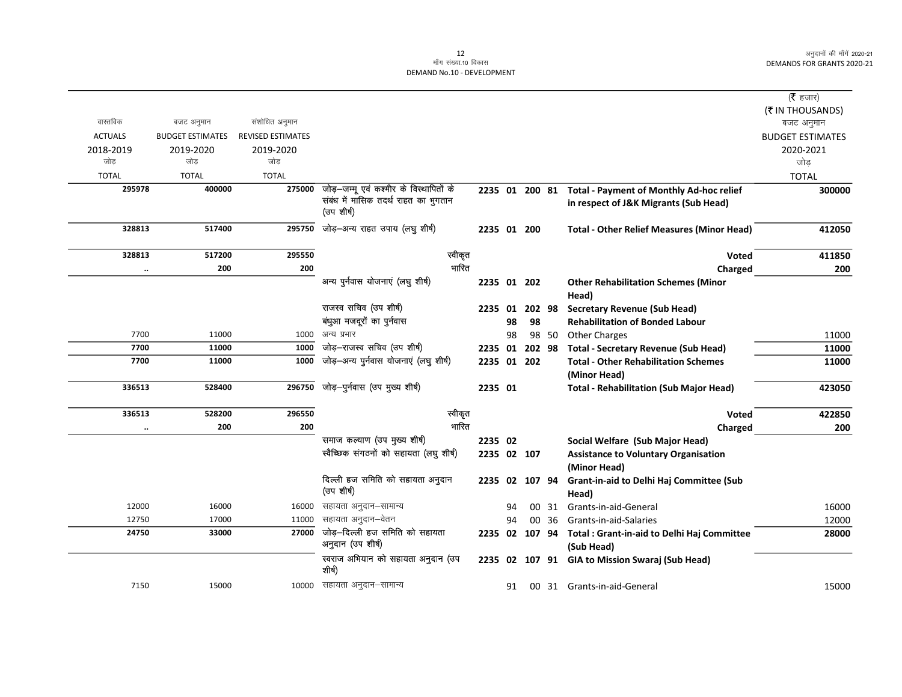DEMAND No.10 - DEVELOPMENT

| वास्तविक ACTUALS 2018-2019 जोड़ TOTAL | बजट अनुमान BUDGET ESTIMATES 2019-2020 जोड़ TOTAL | संशोधित अनुमान REVISED ESTIMATES 2019-2020 जोड़ TOTAL | | | | | | | (₹ हजार) (₹ IN THOUSANDS) बजट अनुमान BUDGET ESTIMATES 2020-2021 जोड़ TOTAL |
|---|---|---|---|---|---|---|---|---|---|
| 295978 | 400000 | 275000 | जोड़–जम्मू एवं कश्मीर के विस्थापितों के संबंध में मासिक तदर्थ राहत का भुगतान (उप शीर्ष) | 2235 | 01 | 200 | 81 | **Total - Payment of Monthly Ad-hoc relief in respect of J&K Migrants (Sub Head)** | 300000 |
| 328813 | 517400 | 295750 | जोड़–अन्य राहत उपाय (लघु शीर्ष) | 2235 | 01 | 200 | | **Total - Other Relief Measures (Minor Head)** | 412050 |
| 328813 | 517200 | 295550 | स्वीकृत | | | | | **Voted** | 411850 |
| .. | 200 | 200 | भारित | | | | | **Charged** | 200 |
| | | | अन्य पुर्नवास योजनाएं (लघु शीर्ष) | 2235 | 01 | 202 | | **Other Rehabilitation Schemes (Minor Head)** | |
| | | | राजस्व सचिव (उप शीर्ष) | 2235 | 01 | 202 | 98 | **Secretary Revenue (Sub Head)** | |
| | | | बंधुआ मजदूरों का पुर्नवास | | 98 | 98 | | **Rehabilitation of Bonded Labour** | |
| 7700 | 11000 | 1000 | अन्य प्रभार | | 98 | 98 | 50 | Other Charges | 11000 |
| 7700 | 11000 | 1000 | जोड़–राजस्व सचिव (उप शीर्ष) | 2235 | 01 | 202 | 98 | **Total - Secretary Revenue (Sub Head)** | 11000 |
| 7700 | 11000 | 1000 | जोड़–अन्य पुर्नवास योजनाएं (लघु शीर्ष) | 2235 | 01 | 202 | | **Total - Other Rehabilitation Schemes (Minor Head)** | 11000 |
| 336513 | 528400 | 296750 | जोड़–पुर्नवास (उप मुख्य शीर्ष) | 2235 | 01 | | | **Total - Rehabilitation (Sub Major Head)** | 423050 |
| 336513 | 528200 | 296550 | स्वीकृत | | | | | **Voted** | 422850 |
| .. | 200 | 200 | भारित | | | | | **Charged** | 200 |
| | | | समाज कल्याण (उप मुख्य शीर्ष) | 2235 | 02 | | | **Social Welfare (Sub Major Head)** | |
| | | | स्वैच्छिक संगठनों को सहायता (लघु शीर्ष) | 2235 | 02 | 107 | | **Assistance to Voluntary Organisation (Minor Head)** | |
| | | | दिल्ली हज समिति को सहायता अनुदान (उप शीर्ष) | 2235 | 02 | 107 | 94 | **Grant-in-aid to Delhi Haj Committee (Sub Head)** | |
| 12000 | 16000 | 16000 | सहायता अनुदान–सामान्य | | 94 | 00 | 31 | Grants-in-aid-General | 16000 |
| 12750 | 17000 | 11000 | सहायता अनुदान–वेतन | | 94 | 00 | 36 | Grants-in-aid-Salaries | 12000 |
| 24750 | 33000 | 27000 | जोड़–दिल्ली हज समिति को सहायता अनुदान (उप शीर्ष) | 2235 | 02 | 107 | 94 | **Total : Grant-in-aid to Delhi Haj Committee (Sub Head)** | 28000 |
| | | | स्वराज अभियान को सहायता अनुदान (उप शीर्ष) | 2235 | 02 | 107 | 91 | **GIA to Mission Swaraj (Sub Head)** | |
| 7150 | 15000 | 10000 | सहायता अनुदान–सामान्य | | 91 | 00 | 31 | Grants-in-aid-General | 15000 |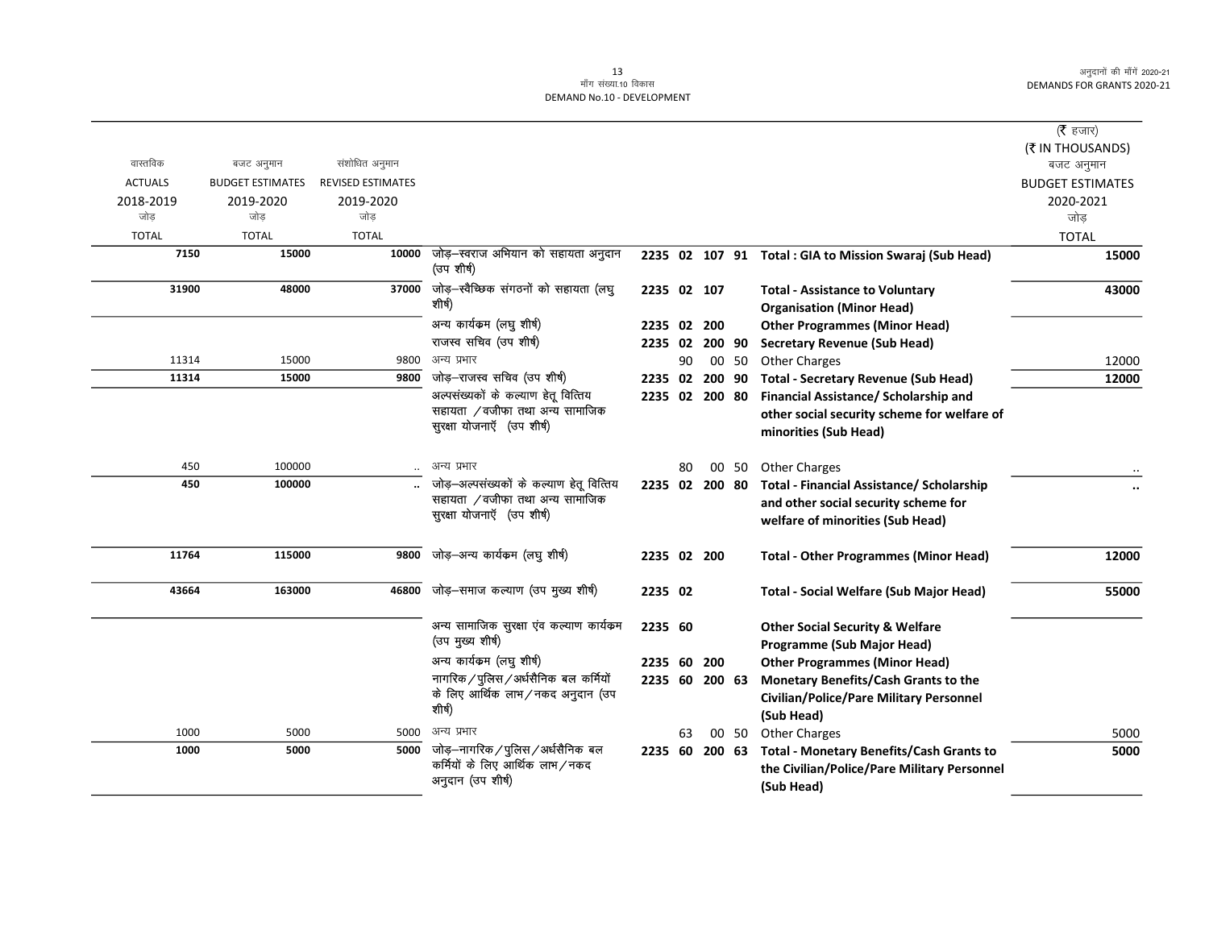मॉंग संख्या.10 विकास
DEMAND No.10 - DEVELOPMENT

(₹ हजार)
(₹ IN THOUSANDS)

| वास्तविक ACTUALS 2018-2019 जोड़ TOTAL | बजट अनुमान BUDGET ESTIMATES 2019-2020 जोड़ TOTAL | संशोधित अनुमान REVISED ESTIMATES 2019-2020 जोड़ TOTAL | | | | | | | बजट अनुमान BUDGET ESTIMATES 2020-2021 जोड़ TOTAL |
|---|---|---|---|---|---|---|---|---|---|
| 7150 | 15000 | 10000 | जोड़–स्वराज अभियान को सहायता अनुदान (उप शीर्ष) | 2235 | 02 | 107 | 91 | Total : GIA to Mission Swaraj (Sub Head) | 15000 |
| 31900 | 48000 | 37000 | जोड़–स्वैच्छिक संगठनों को सहायता (लघु शीर्ष) | 2235 | 02 | 107 | | Total - Assistance to Voluntary Organisation (Minor Head) | 43000 |
| | | | अन्य कार्यक्रम (लघु शीर्ष) | 2235 | 02 | 200 | | Other Programmes (Minor Head) | |
| | | | राजस्व सचिव (उप शीर्ष) | 2235 | 02 | 200 | 90 | Secretary Revenue (Sub Head) | |
| 11314 | 15000 | 9800 | अन्य प्रभार | | 90 | 00 | 50 | Other Charges | 12000 |
| 11314 | 15000 | 9800 | जोड़–राजस्व सचिव (उप शीर्ष) | 2235 | 02 | 200 | 90 | Total - Secretary Revenue (Sub Head) | 12000 |
| | | | अल्पसंख्यकों के कल्याण हेतू वित्तिय सहायता /वजीफा तथा अन्य सामाजिक सुरक्षा योजनाऍं (उप शीर्ष) | 2235 | 02 | 200 | 80 | Financial Assistance/ Scholarship and other social security scheme for welfare of minorities (Sub Head) | |
| 450 | 100000 | .. | अन्य प्रभार | | 80 | 00 | 50 | Other Charges | .. |
| 450 | 100000 | .. | जोड़–अल्पसंख्यकों के कल्याण हेतू वित्तिय सहायता /वजीफा तथा अन्य सामाजिक सुरक्षा योजनाऍं (उप शीर्ष) | 2235 | 02 | 200 | 80 | Total - Financial Assistance/ Scholarship and other social security scheme for welfare of minorities (Sub Head) | .. |
| 11764 | 115000 | 9800 | जोड़–अन्य कार्यक्रम (लघु शीर्ष) | 2235 | 02 | 200 | | Total - Other Programmes (Minor Head) | 12000 |
| 43664 | 163000 | 46800 | जोड़–समाज कल्याण (उप मुख्य शीर्ष) | 2235 | 02 | | | Total - Social Welfare (Sub Major Head) | 55000 |
| | | | अन्य सामाजिक सुरक्षा एंव कल्याण कार्यक्रम (उप मुख्य शीर्ष) | 2235 | 60 | | | Other Social Security & Welfare Programme (Sub Major Head) | |
| | | | अन्य कार्यक्रम (लघु शीर्ष) | 2235 | 60 | 200 | | Other Programmes (Minor Head) | |
| | | | नागरिक/पुलिस/अर्धसैनिक बल कर्मियों के लिए आर्थिक लाभ/नकद अनुदान (उप शीर्ष) | 2235 | 60 | 200 | 63 | Monetary Benefits/Cash Grants to the Civilian/Police/Pare Military Personnel (Sub Head) | |
| 1000 | 5000 | 5000 | अन्य प्रभार | | 63 | 00 | 50 | Other Charges | 5000 |
| 1000 | 5000 | 5000 | जोड़–नागरिक/पुलिस/अर्धसैनिक बल कर्मियों के लिए आर्थिक लाभ/नकद अनुदान (उप शीर्ष) | 2235 | 60 | 200 | 63 | Total - Monetary Benefits/Cash Grants to the Civilian/Police/Pare Military Personnel (Sub Head) | 5000 |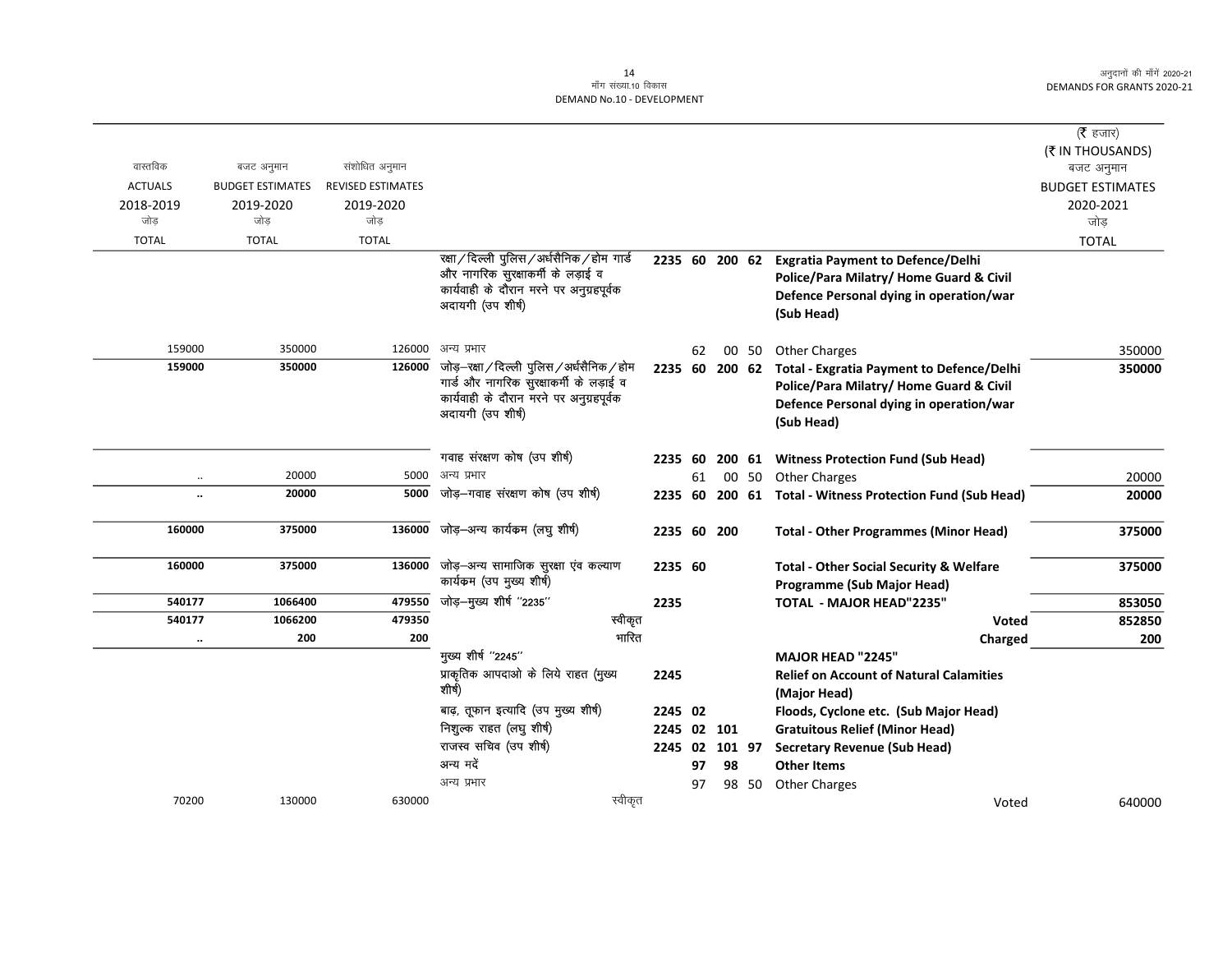मॉंग संख्या.10 विकास
DEMAND No.10 - DEVELOPMENT

(₹ हजार)
(₹ IN THOUSANDS)

| वास्तविक ACTUALS 2018-2019 जोड़ TOTAL | बजट अनुमान BUDGET ESTIMATES 2019-2020 जोड़ TOTAL | संशोधित अनुमान REVISED ESTIMATES 2019-2020 जोड़ TOTAL | | | | | | | बजट अनुमान BUDGET ESTIMATES 2020-2021 जोड़ TOTAL |
|---|---|---|---|---|---|---|---|---|---|
| | | | रक्षा/दिल्ली पुलिस/अर्धसैनिक/होम गार्ड और नागरिक सुरक्षाकर्मी के लड़ाई व कार्यवाही के दौरान मरने पर अनुग्रहपूर्वक अदायगी (उप शीर्ष) | 2235 | 60 | 200 | 62 | **Exgratia Payment to Defence/Delhi Police/Para Milatry/ Home Guard & Civil Defence Personal dying in operation/war (Sub Head)** | |
| 159000 | 350000 | 126000 | अन्य प्रभार | | 62 | 00 | 50 | Other Charges | 350000 |
| **159000** | **350000** | **126000** | जोड़–रक्षा/दिल्ली पुलिस/अर्धसैनिक/होम गार्ड और नागरिक सुरक्षाकर्मी के लड़ाई व कार्यवाही के दौरान मरने पर अनुग्रहपूर्वक अदायगी (उप शीर्ष) | 2235 | 60 | 200 | 62 | **Total - Exgratia Payment to Defence/Delhi Police/Para Milatry/ Home Guard & Civil Defence Personal dying in operation/war (Sub Head)** | **350000** |
| | | | गवाह संरक्षण कोष (उप शीर्ष) | 2235 | 60 | 200 | 61 | **Witness Protection Fund (Sub Head)** | |
| .. | 20000 | 5000 | अन्य प्रभार | | 61 | 00 | 50 | Other Charges | 20000 |
| **..** | **20000** | **5000** | जोड़–गवाह संरक्षण कोष (उप शीर्ष) | 2235 | 60 | 200 | 61 | **Total - Witness Protection Fund (Sub Head)** | **20000** |
| **160000** | **375000** | **136000** | जोड़–अन्य कार्यक्रम (लघु शीर्ष) | 2235 | 60 | 200 | | **Total - Other Programmes (Minor Head)** | **375000** |
| **160000** | **375000** | **136000** | जोड़–अन्य सामाजिक सुरक्षा एंव कल्याण कार्यक्रम (उप मुख्य शीर्ष) | 2235 | 60 | | | **Total - Other Social Security & Welfare Programme (Sub Major Head)** | **375000** |
| **540177** | **1066400** | **479550** | जोड़–मुख्य शीर्ष ''2235'' | 2235 | | | | **TOTAL - MAJOR HEAD"2235"** | **853050** |
| **540177** | **1066200** | **479350** | स्वीकृत | | | | | **Voted** | **852850** |
| **..** | **200** | **200** | भारित | | | | | **Charged** | **200** |
| | | | मुख्य शीर्ष ''2245'' | | | | | **MAJOR HEAD "2245"** | |
| | | | प्राकृतिक आपदाओ के लिये राहत (मुख्य शीर्ष) | 2245 | | | | **Relief on Account of Natural Calamities (Major Head)** | |
| | | | बाढ़, तूफान इत्यादि (उप मुख्य शीर्ष) | 2245 | 02 | | | **Floods, Cyclone etc. (Sub Major Head)** | |
| | | | निशुल्क राहत (लघु शीर्ष) | 2245 | 02 | 101 | | **Gratuitous Relief (Minor Head)** | |
| | | | राजस्व सचिव (उप शीर्ष) | 2245 | 02 | 101 | 97 | **Secretary Revenue (Sub Head)** | |
| | | | अन्य मदें | | 97 | 98 | | **Other Items** | |
| | | | अन्य प्रभार | | 97 | 98 | 50 | Other Charges | |
| 70200 | 130000 | 630000 | स्वीकृत | | | | | Voted | 640000 |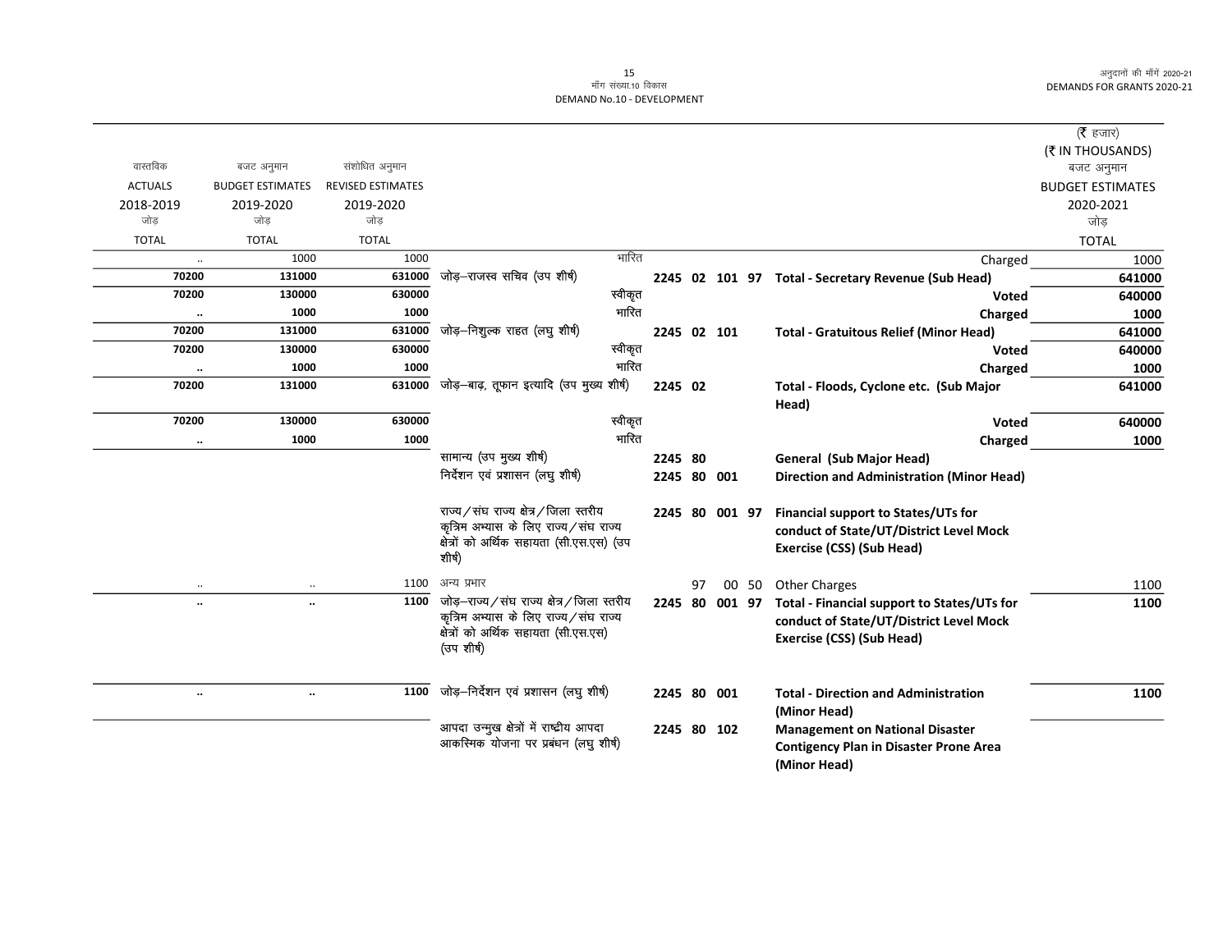(₹ हजार)
(₹ IN THOUSANDS)

| वास्तविक ACTUALS 2018-2019 जोड़ TOTAL | बजट अनुमान BUDGET ESTIMATES 2019-2020 जोड़ TOTAL | संशोधित अनुमान REVISED ESTIMATES 2019-2020 जोड़ TOTAL | | | | बजट अनुमान BUDGET ESTIMATES 2020-2021 जोड़ TOTAL |
|---|---|---|---|---|---|---|
| .. | 1000 | 1000 | भारित | | Charged | 1000 |
| **70200** | **131000** | **631000** | जोड़–राजस्व सचिव (उप शीर्ष) | **2245 02 101 97** | **Total - Secretary Revenue (Sub Head)** | **641000** |
| **70200** | **130000** | **630000** | स्वीकृत | | **Voted** | **640000** |
| **..** | **1000** | **1000** | भारित | | **Charged** | **1000** |
| **70200** | **131000** | **631000** | जोड़–निशुल्क राहत (लघु शीर्ष) | **2245 02 101** | **Total - Gratuitous Relief (Minor Head)** | **641000** |
| **70200** | **130000** | **630000** | स्वीकृत | | **Voted** | **640000** |
| **..** | **1000** | **1000** | भारित | | **Charged** | **1000** |
| **70200** | **131000** | **631000** | जोड़–बाढ़, तूफान इत्यादि (उप मुख्य शीर्ष) | **2245 02** | **Total - Floods, Cyclone etc. (Sub Major Head)** | **641000** |
| **70200** | **130000** | **630000** | स्वीकृत | | **Voted** | **640000** |
| **..** | **1000** | **1000** | भारित | | **Charged** | **1000** |
| | | | सामान्य (उप मुख्य शीर्ष) | **2245 80** | **General (Sub Major Head)** | |
| | | | निर्देशन एवं प्रशासन (लघु शीर्ष) | **2245 80 001** | **Direction and Administration (Minor Head)** | |
| | | | राज्य/संघ राज्य क्षेत्र/जिला स्तरीय कृत्रिम अभ्यास के लिए राज्य/संघ राज्य क्षेत्रों को अर्थिक सहायता (सी.एस.एस) (उप शीर्ष) | **2245 80 001 97** | **Financial support to States/UTs for conduct of State/UT/District Level Mock Exercise (CSS) (Sub Head)** | |
| .. | .. | 1100 | अन्य प्रभार | 97 00 50 | Other Charges | 1100 |
| **..** | **..** | **1100** | जोड़–राज्य/संघ राज्य क्षेत्र/जिला स्तरीय कृत्रिम अभ्यास के लिए राज्य/संघ राज्य क्षेत्रों को अर्थिक सहायता (सी.एस.एस) (उप शीर्ष) | **2245 80 001 97** | **Total - Financial support to States/UTs for conduct of State/UT/District Level Mock Exercise (CSS) (Sub Head)** | **1100** |
| **..** | **..** | **1100** | जोड़–निर्देशन एवं प्रशासन (लघु शीर्ष) | **2245 80 001** | **Total - Direction and Administration (Minor Head)** | **1100** |
| | | | आपदा उन्मुख क्षेत्रों में राष्ट्रीय आपदा आकस्मिक योजना पर प्रबंधन (लघु शीर्ष) | **2245 80 102** | **Management on National Disaster Contigency Plan in Disaster Prone Area (Minor Head)** | |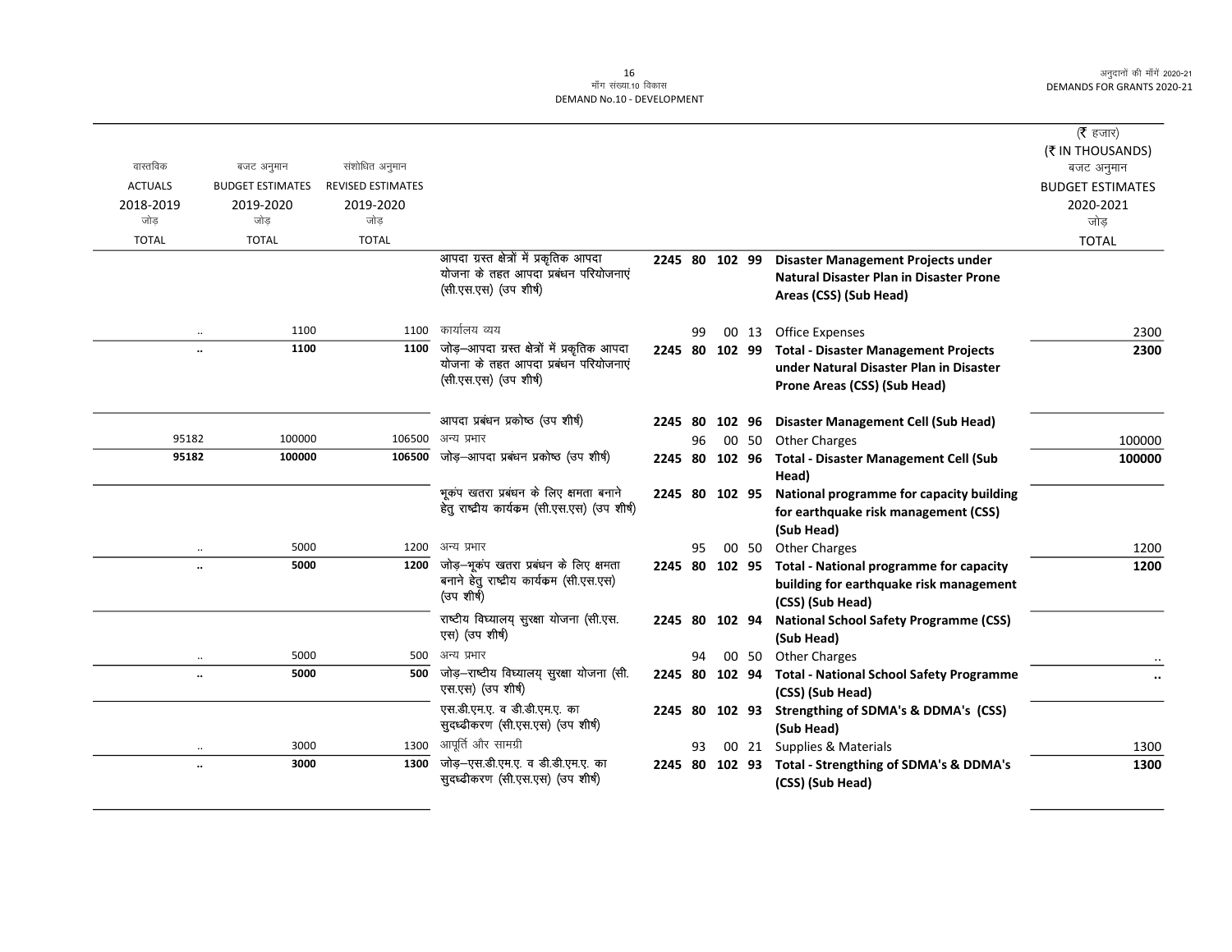DEMAND No.10 - DEVELOPMENT

| वास्तविक ACTUALS 2018-2019 जोड़ TOTAL | बजट अनुमान BUDGET ESTIMATES 2019-2020 जोड़ TOTAL | संशोधित अनुमान REVISED ESTIMATES 2019-2020 जोड़ TOTAL | | | | | | | (₹ हजार) (₹ IN THOUSANDS) बजट अनुमान BUDGET ESTIMATES 2020-2021 जोड़ TOTAL |
|---|---|---|---|---|---|---|---|---|---|
| | | | आपदा ग्रस्त क्षेत्रों में प्रकृतिक आपदा योजना के तहत आपदा प्रबंधन परियोजनाएं (सी.एस.एस) (उप शीर्ष) | 2245 | 80 | 102 | 99 | **Disaster Management Projects under Natural Disaster Plan in Disaster Prone Areas (CSS) (Sub Head)** | |
| .. | 1100 | 1100 | कार्यालय व्यय | | 99 | 00 | 13 | Office Expenses | 2300 |
| **..** | **1100** | **1100** | जोड़–आपदा ग्रस्त क्षेत्रों में प्रकृतिक आपदा योजना के तहत आपदा प्रबंधन परियोजनाएं (सी.एस.एस) (उप शीर्ष) | **2245** | **80** | **102** | **99** | **Total - Disaster Management Projects under Natural Disaster Plan in Disaster Prone Areas (CSS) (Sub Head)** | **2300** |
| | | | आपदा प्रबंधन प्रकोष्ठ (उप शीर्ष) | 2245 | 80 | 102 | 96 | **Disaster Management Cell (Sub Head)** | |
| 95182 | 100000 | 106500 | अन्य प्रभार | | 96 | 00 | 50 | Other Charges | 100000 |
| **95182** | **100000** | **106500** | जोड़–आपदा प्रबंधन प्रकोष्ठ (उप शीर्ष) | **2245** | **80** | **102** | **96** | **Total - Disaster Management Cell (Sub Head)** | **100000** |
| | | | भूकंप खतरा प्रबंधन के लिए क्षमता बनाने हेतु राष्ट्रीय कार्यक्रम (सी.एस.एस) (उप शीर्ष) | 2245 | 80 | 102 | 95 | **National programme for capacity building for earthquake risk management (CSS) (Sub Head)** | |
| .. | 5000 | 1200 | अन्य प्रभार | | 95 | 00 | 50 | Other Charges | 1200 |
| **..** | **5000** | **1200** | जोड़–भूकंप खतरा प्रबंधन के लिए क्षमता बनाने हेतु राष्ट्रीय कार्यक्रम (सी.एस.एस) (उप शीर्ष) | **2245** | **80** | **102** | **95** | **Total - National programme for capacity building for earthquake risk management (CSS) (Sub Head)** | **1200** |
| | | | राष्ट्रीय विघ्यालय् सुरक्षा योजना (सी.एस.एस) (उप शीर्ष) | 2245 | 80 | 102 | 94 | **National School Safety Programme (CSS) (Sub Head)** | |
| .. | 5000 | 500 | अन्य प्रभार | | 94 | 00 | 50 | Other Charges | .. |
| **..** | **5000** | **500** | जोड़–राष्ट्रीय विघ्यालय् सुरक्षा योजना (सी.एस.एस) (उप शीर्ष) | **2245** | **80** | **102** | **94** | **Total - National School Safety Programme (CSS) (Sub Head)** | **..** |
| | | | एस.डी.एम.ए. व डी.डी.एम.ए. का सुदध्ढीकरण (सी.एस.एस) (उप शीर्ष) | 2245 | 80 | 102 | 93 | **Strengthing of SDMA's & DDMA's (CSS) (Sub Head)** | |
| .. | 3000 | 1300 | आपूर्ति और सामग्री | | 93 | 00 | 21 | Supplies & Materials | 1300 |
| **..** | **3000** | **1300** | जोड़–एस.डी.एम.ए. व डी.डी.एम.ए. का सुदध्ढीकरण (सी.एस.एस) (उप शीर्ष) | **2245** | **80** | **102** | **93** | **Total - Strengthing of SDMA's & DDMA's (CSS) (Sub Head)** | **1300** |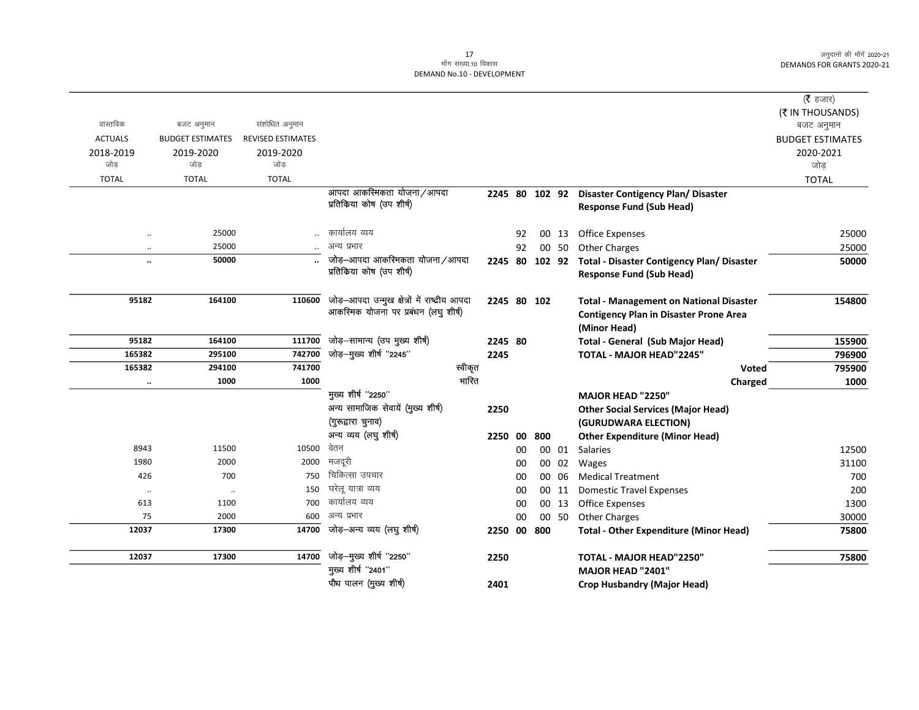मॉंग संख्या.10 विकास
DEMAND No.10 - DEVELOPMENT

(₹ हजार)
(₹ IN THOUSANDS)

| वास्तविक ACTUALS 2018-2019 जोड़ TOTAL | बजट अनुमान BUDGET ESTIMATES 2019-2020 जोड़ TOTAL | संशोधित अनुमान REVISED ESTIMATES 2019-2020 जोड़ TOTAL | | | | | | | बजट अनुमान BUDGET ESTIMATES 2020-2021 जोड़ TOTAL |
|---|---|---|---|---|---|---|---|---|---|
| | | | आपदा आकस्मिकता योजना / आपदा प्रतिकिया कोष (उप शीर्ष) | 2245 | 80 | 102 | 92 | Disaster Contigency Plan/ Disaster Response Fund (Sub Head) | |
| .. | 25000 | .. | कार्यालय व्यय | | 92 | 00 | 13 | Office Expenses | 25000 |
| .. | 25000 | .. | अन्य प्रभार | | 92 | 00 | 50 | Other Charges | 25000 |
| .. | 50000 | .. | जोड़–आपदा आकस्मिकता योजना / आपदा प्रतिकिया कोष (उप शीर्ष) | 2245 | 80 | 102 | 92 | Total - Disaster Contigency Plan/ Disaster Response Fund (Sub Head) | 50000 |
| 95182 | 164100 | 110600 | जोड़–आपदा उन्मुख क्षेत्रों में राष्ट्रीय आपदा आकस्मिक योजना पर प्रबंधन (लघु शीर्ष) | 2245 | 80 | 102 | | Total - Management on National Disaster Contigency Plan in Disaster Prone Area (Minor Head) | 154800 |
| 95182 | 164100 | 111700 | जोड़–सामान्य (उप मुख्य शीर्ष) | 2245 | 80 | | | Total - General (Sub Major Head) | 155900 |
| 165382 | 295100 | 742700 | जोड़–मुख्य शीर्ष ''2245'' | 2245 | | | | TOTAL - MAJOR HEAD"2245" | 796900 |
| 165382 | 294100 | 741700 | स्वीकृत | | | | | Voted | 795900 |
| .. | 1000 | 1000 | भारित | | | | | Charged | 1000 |
| | | | मुख्य शीर्ष ''2250'' | | | | | MAJOR HEAD "2250" | |
| | | | अन्य सामाजिक सेवायें (मुख्य शीर्ष) (गुरूद्वारा चुनाव) | 2250 | | | | Other Social Services (Major Head) (GURUDWARA ELECTION) | |
| | | | अन्य व्यय (लघु शीर्ष) | 2250 | 00 | 800 | | Other Expenditure (Minor Head) | |
| 8943 | 11500 | 10500 | वेतन | | 00 | 00 | 01 | Salaries | 12500 |
| 1980 | 2000 | 2000 | मजदूरी | | 00 | 00 | 02 | Wages | 31100 |
| 426 | 700 | 750 | चिकित्सा उपचार | | 00 | 00 | 06 | Medical Treatment | 700 |
| .. | .. | 150 | घरेलू यात्रा व्यय | | 00 | 00 | 11 | Domestic Travel Expenses | 200 |
| 613 | 1100 | 700 | कार्यालय व्यय | | 00 | 00 | 13 | Office Expenses | 1300 |
| 75 | 2000 | 600 | अन्य प्रभार | | 00 | 00 | 50 | Other Charges | 30000 |
| 12037 | 17300 | 14700 | जोड़–अन्य व्यय (लघु शीर्ष) | 2250 | 00 | 800 | | Total - Other Expenditure (Minor Head) | 75800 |
| 12037 | 17300 | 14700 | जोड़–मुख्य शीर्ष ''2250'' | 2250 | | | | TOTAL - MAJOR HEAD"2250" | 75800 |
| | | | मुख्य शीर्ष ''2401'' | | | | | MAJOR HEAD "2401" | |
| | | | पौध पालन (मुख्य शीर्ष) | 2401 | | | | Crop Husbandry (Major Head) | |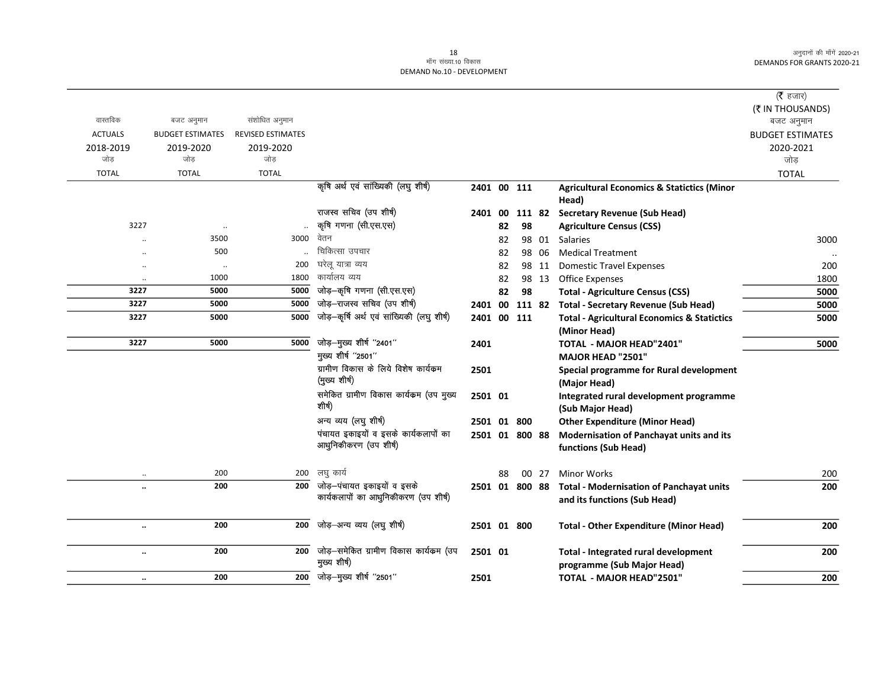मॉंग संख्या.10 विकास
DEMAND No.10 - DEVELOPMENT

(₹ हजार)
(₹ IN THOUSANDS)

| वास्तविक ACTUALS 2018-2019 जोड़ TOTAL | बजट अनुमान BUDGET ESTIMATES 2019-2020 जोड़ TOTAL | संशोधित अनुमान REVISED ESTIMATES 2019-2020 जोड़ TOTAL | | | | | | | बजट अनुमान BUDGET ESTIMATES 2020-2021 जोड़ TOTAL |
|---|---|---|---|---|---|---|---|---|---|
| | | | कृषि अर्थ एवं सांख्यिकी (लघु शीर्ष) | 2401 | 00 | 111 | | **Agricultural Economics & Statictics (Minor Head)** | |
| | | | राजस्व सचिव (उप शीर्ष) | 2401 | 00 | 111 | 82 | **Secretary Revenue (Sub Head)** | |
| 3227 | .. | .. | कृषि गणना (सी.एस.एस) | | 82 | 98 | | **Agriculture Census (CSS)** | |
| .. | 3500 | 3000 | वेतन | | 82 | 98 | 01 | Salaries | 3000 |
| .. | 500 | .. | चिकित्सा उपचार | | 82 | 98 | 06 | Medical Treatment | .. |
| .. | .. | 200 | घरेलू यात्रा व्यय | | 82 | 98 | 11 | Domestic Travel Expenses | 200 |
| .. | 1000 | 1800 | कार्यालय व्यय | | 82 | 98 | 13 | Office Expenses | 1800 |
| **3227** | **5000** | **5000** | जोड़–कृषि गणना (सी.एस.एस) | | **82** | **98** | | **Total - Agriculture Census (CSS)** | **5000** |
| **3227** | **5000** | **5000** | जोड़–राजस्व सचिव (उप शीर्ष) | **2401** | **00** | **111** | **82** | **Total - Secretary Revenue (Sub Head)** | **5000** |
| **3227** | **5000** | **5000** | जोड़–कृषि अर्थ एवं सांख्यिकी (लघु शीर्ष) | **2401** | **00** | **111** | | **Total - Agricultural Economics & Statictics (Minor Head)** | **5000** |
| **3227** | **5000** | **5000** | जोड़–मुख्य शीर्ष "2401" | **2401** | | | | **TOTAL - MAJOR HEAD"2401"** | **5000** |
| | | | मुख्य शीर्ष "2501" | | | | | **MAJOR HEAD "2501"** | |
| | | | ग्रामीण विकास के लिये विशेष कार्यक्रम (मुख्य शीर्ष) | **2501** | | | | **Special programme for Rural development (Major Head)** | |
| | | | समेकित ग्रामीण विकास कार्यक्रम (उप मुख्य शीर्ष) | **2501** | **01** | | | **Integrated rural development programme (Sub Major Head)** | |
| | | | अन्य व्यय (लघु शीर्ष) | **2501** | **01** | **800** | | **Other Expenditure (Minor Head)** | |
| | | | पंचायत इकाइयों व इसके कार्यकलापों का आधुनिकीकरण (उप शीर्ष) | **2501** | **01** | **800** | **88** | **Modernisation of Panchayat units and its functions (Sub Head)** | |
| .. | 200 | 200 | लघु कार्य | | 88 | 00 | 27 | Minor Works | 200 |
| **..** | **200** | **200** | जोड़–पंचायत इकाइयों व इसके कार्यकलापों का आधुनिकीकरण (उप शीर्ष) | **2501** | **01** | **800** | **88** | **Total - Modernisation of Panchayat units and its functions (Sub Head)** | **200** |
| **..** | **200** | **200** | जोड़–अन्य व्यय (लघु शीर्ष) | **2501** | **01** | **800** | | **Total - Other Expenditure (Minor Head)** | **200** |
| **..** | **200** | **200** | जोड़–समेकित ग्रामीण विकास कार्यक्रम (उप मुख्य शीर्ष) | **2501** | **01** | | | **Total - Integrated rural development programme (Sub Major Head)** | **200** |
| **..** | **200** | **200** | जोड़–मुख्य शीर्ष "2501" | **2501** | | | | **TOTAL - MAJOR HEAD"2501"** | **200** |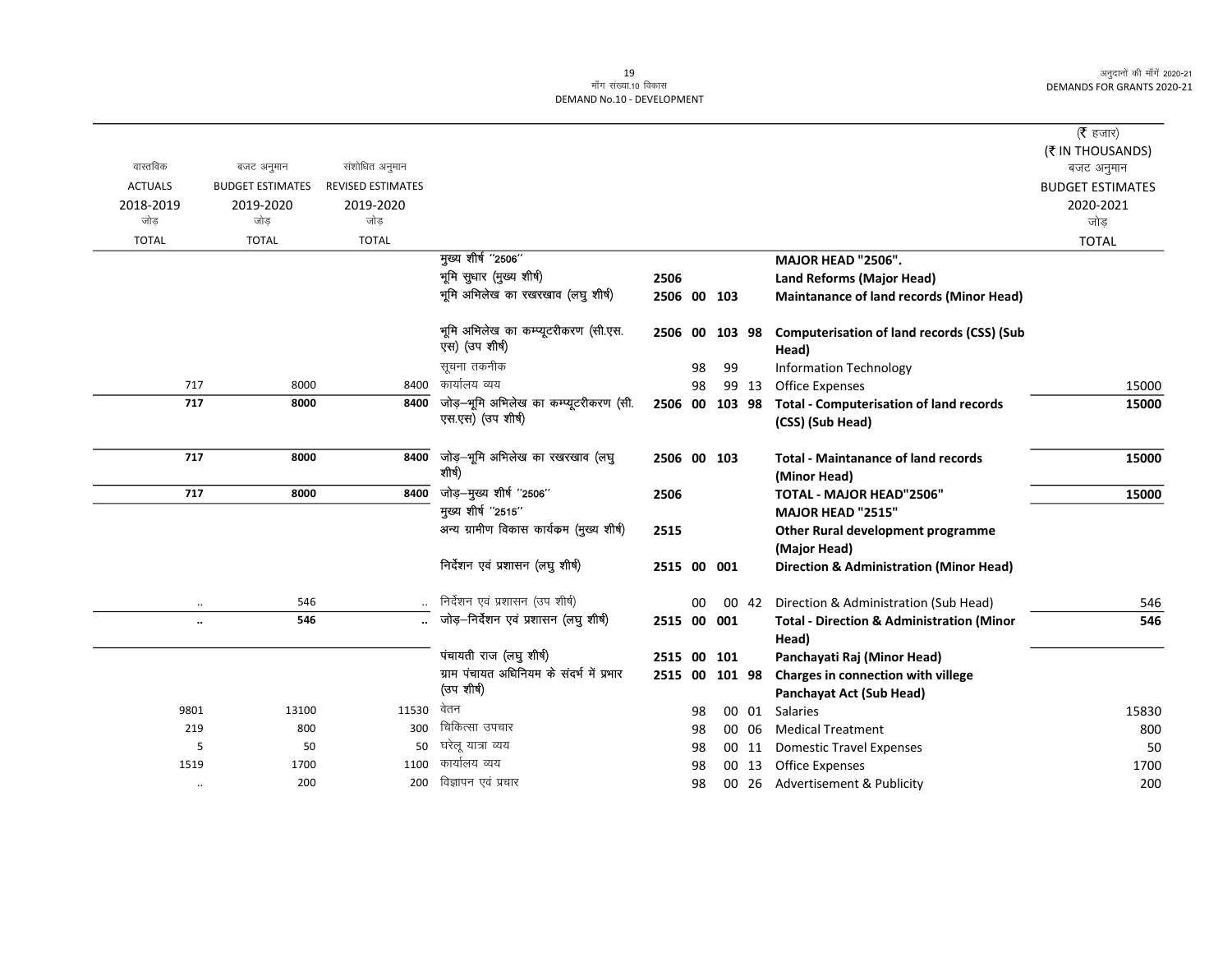मॉंग संख्या.10 विकास
DEMAND No.10 - DEVELOPMENT

(₹ हजार)
(₹ IN THOUSANDS)

| वास्तविक ACTUALS 2018-2019 जोड़ TOTAL | बजट अनुमान BUDGET ESTIMATES 2019-2020 जोड़ TOTAL | संशोधित अनुमान REVISED ESTIMATES 2019-2020 जोड़ TOTAL | | | | | | | बजट अनुमान BUDGET ESTIMATES 2020-2021 जोड़ TOTAL |
|---|---|---|---|---|---|---|---|---|---|
| | | | मुख्य शीर्ष ''2506'' | | | | | **MAJOR HEAD "2506".** | |
| | | | भूमि सुधार (मुख्य शीर्ष) | 2506 | | | | **Land Reforms (Major Head)** | |
| | | | भूमि अभिलेख का रखरखाव (लघु शीर्ष) | 2506 | 00 | 103 | | **Maintanance of land records (Minor Head)** | |
| | | | भूमि अभिलेख का कम्प्यूटरीकरण (सी.एस.एस) (उप शीर्ष) | 2506 | 00 | 103 | 98 | **Computerisation of land records (CSS) (Sub Head)** | |
| | | | सूचना तकनीक | | 98 | 99 | | Information Technology | |
| 717 | 8000 | 8400 | कार्यालय व्यय | | 98 | 99 | 13 | Office Expenses | 15000 |
| **717** | **8000** | **8400** | जोड़–भूमि अभिलेख का कम्प्यूटरीकरण (सी.एस.एस) (उप शीर्ष) | 2506 | 00 | 103 | 98 | **Total - Computerisation of land records (CSS) (Sub Head)** | **15000** |
| **717** | **8000** | **8400** | जोड़–भूमि अभिलेख का रखरखाव (लघु शीर्ष) | 2506 | 00 | 103 | | **Total - Maintanance of land records (Minor Head)** | **15000** |
| **717** | **8000** | **8400** | जोड़–मुख्य शीर्ष ''2506'' | 2506 | | | | **TOTAL - MAJOR HEAD"2506"** | **15000** |
| | | | मुख्य शीर्ष ''2515'' | | | | | **MAJOR HEAD "2515"** | |
| | | | अन्य ग्रामीण विकास कार्यक्रम (मुख्य शीर्ष) | 2515 | | | | **Other Rural development programme (Major Head)** | |
| | | | निर्देशन एवं प्रशासन (लघु शीर्ष) | 2515 | 00 | 001 | | **Direction & Administration (Minor Head)** | |
| .. | 546 | .. | निर्देशन एवं प्रशासन (उप शीर्ष) | | 00 | 00 | 42 | Direction & Administration (Sub Head) | 546 |
| **..** | **546** | **..** | जोड़–निर्देशन एवं प्रशासन (लघु शीर्ष) | 2515 | 00 | 001 | | **Total - Direction & Administration (Minor Head)** | **546** |
| | | | पंचायती राज (लघु शीर्ष) | 2515 | 00 | 101 | | **Panchayati Raj (Minor Head)** | |
| | | | ग्राम पंचायत अधिनियम के संदर्भ में प्रभार (उप शीर्ष) | 2515 | 00 | 101 | 98 | **Charges in connection with villege Panchayat Act (Sub Head)** | |
| 9801 | 13100 | 11530 | वेतन | | 98 | 00 | 01 | Salaries | 15830 |
| 219 | 800 | 300 | चिकित्सा उपचार | | 98 | 00 | 06 | Medical Treatment | 800 |
| 5 | 50 | 50 | घरेलू यात्रा व्यय | | 98 | 00 | 11 | Domestic Travel Expenses | 50 |
| 1519 | 1700 | 1100 | कार्यालय व्यय | | 98 | 00 | 13 | Office Expenses | 1700 |
| .. | 200 | 200 | विज्ञापन एवं प्रचार | | 98 | 00 | 26 | Advertisement & Publicity | 200 |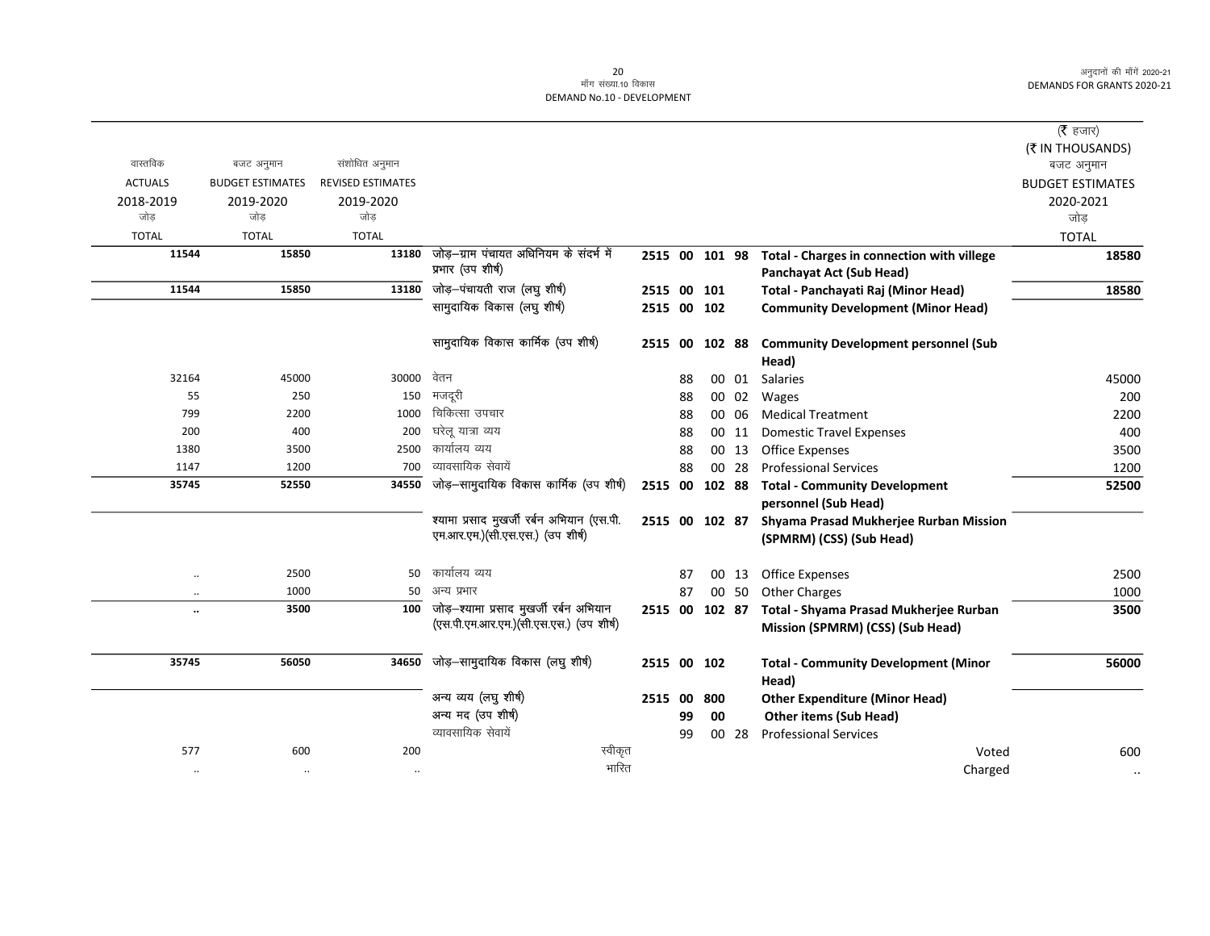मॉंग संख्या.10 विकास
DEMAND No.10 - DEVELOPMENT

| वास्तविक ACTUALS 2018-2019 जोड़ TOTAL | बजट अनुमान BUDGET ESTIMATES 2019-2020 जोड़ TOTAL | संशोधित अनुमान REVISED ESTIMATES 2019-2020 जोड़ TOTAL | | | | | | | (₹ हजार) (₹ IN THOUSANDS) बजट अनुमान BUDGET ESTIMATES 2020-2021 जोड़ TOTAL |
|---|---|---|---|---|---|---|---|---|---|
| 11544 | 15850 | 13180 | जोड़–ग्राम पंचायत अधिनियम के संदर्भ में प्रभार (उप शीर्ष) | 2515 00 | 101 | 98 | | **Total - Charges in connection with villege Panchayat Act (Sub Head)** | 18580 |
| 11544 | 15850 | 13180 | जोड़–पंचायती राज (लघु शीर्ष) | 2515 00 | 101 | | | **Total - Panchayati Raj (Minor Head)** | 18580 |
| | | | सामुदायिक विकास (लघु शीर्ष) | 2515 00 | 102 | | | **Community Development (Minor Head)** | |
| | | | सामुदायिक विकास कार्मिक (उप शीर्ष) | 2515 00 | 102 | 88 | | **Community Development personnel (Sub Head)** | |
| 32164 | 45000 | 30000 | वेतन | | 88 | 00 | 01 | Salaries | 45000 |
| 55 | 250 | 150 | मजदूरी | | 88 | 00 | 02 | Wages | 200 |
| 799 | 2200 | 1000 | चिकित्सा उपचार | | 88 | 00 | 06 | Medical Treatment | 2200 |
| 200 | 400 | 200 | घरेलू यात्रा व्यय | | 88 | 00 | 11 | Domestic Travel Expenses | 400 |
| 1380 | 3500 | 2500 | कार्यालय व्यय | | 88 | 00 | 13 | Office Expenses | 3500 |
| 1147 | 1200 | 700 | व्यावसायिक सेवायें | | 88 | 00 | 28 | Professional Services | 1200 |
| 35745 | 52550 | 34550 | जोड़–सामुदायिक विकास कार्मिक (उप शीर्ष) | 2515 00 | 102 | 88 | | **Total - Community Development personnel (Sub Head)** | 52500 |
| | | | श्यामा प्रसाद मुखर्जी रर्बन अभियान (एस.पी.एम.आर.एम.)(सी.एस.एस.) (उप शीर्ष) | 2515 00 | 102 | 87 | | **Shyama Prasad Mukherjee Rurban Mission (SPMRM) (CSS) (Sub Head)** | |
| .. | 2500 | 50 | कार्यालय व्यय | | 87 | 00 | 13 | Office Expenses | 2500 |
| .. | 1000 | 50 | अन्य प्रभार | | 87 | 00 | 50 | Other Charges | 1000 |
| .. | 3500 | 100 | जोड़–श्यामा प्रसाद मुखर्जी रर्बन अभियान (एस.पी.एम.आर.एम.)(सी.एस.एस.) (उप शीर्ष) | 2515 00 | 102 | 87 | | **Total - Shyama Prasad Mukherjee Rurban Mission (SPMRM) (CSS) (Sub Head)** | 3500 |
| 35745 | 56050 | 34650 | जोड़–सामुदायिक विकास (लघु शीर्ष) | 2515 00 | 102 | | | **Total - Community Development (Minor Head)** | 56000 |
| | | | अन्य व्यय (लघु शीर्ष) | 2515 00 | 800 | | | **Other Expenditure (Minor Head)** | |
| | | | अन्य मद (उप शीर्ष) | | 99 | 00 | | **Other items (Sub Head)** | |
| | | | व्यावसायिक सेवायें | | 99 | 00 | 28 | Professional Services | |
| 577 | 600 | 200 | स्वीकृत | | | | | Voted | 600 |
| .. | .. | .. | भारित | | | | | Charged | .. |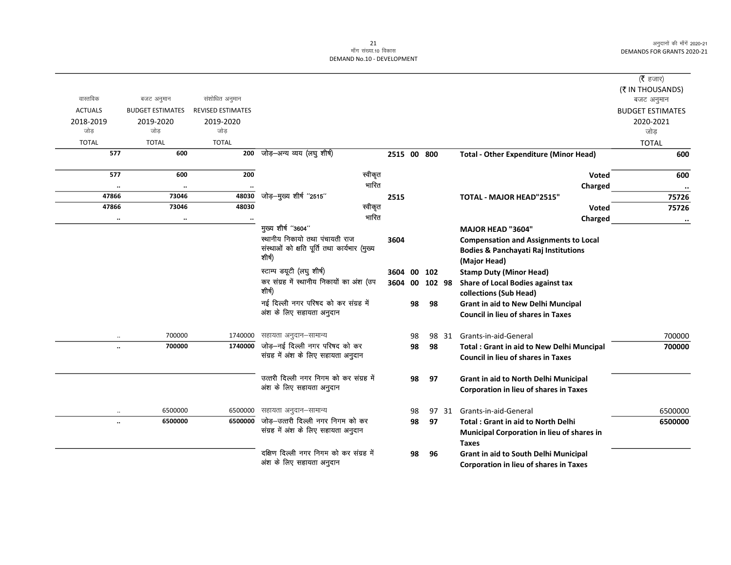| वास्तविक ACTUALS 2018-2019 जोड़ TOTAL | बजट अनुमान BUDGET ESTIMATES 2019-2020 जोड़ TOTAL | संशोधित अनुमान REVISED ESTIMATES 2019-2020 जोड़ TOTAL | | | | | | | (₹ हजार) (₹ IN THOUSANDS) बजट अनुमान BUDGET ESTIMATES 2020-2021 जोड़ TOTAL |
|---|---|---|---|---|---|---|---|---|---|
| 577 | 600 | 200 | जोड़–अन्य व्यय (लघु शीर्ष) | 2515 | 00 | 800 | | **Total - Other Expenditure (Minor Head)** | 600 |
| 577 | 600 | 200 | स्वीकृत | | | | | **Voted** | 600 |
| .. | .. | .. | भारित | | | | | **Charged** | .. |
| 47866 | 73046 | 48030 | जोड़–मुख्य शीर्ष ''2515'' | 2515 | | | | **TOTAL - MAJOR HEAD"2515"** | 75726 |
| 47866 | 73046 | 48030 | स्वीकृत | | | | | **Voted** | 75726 |
| .. | .. | .. | भारित | | | | | **Charged** | .. |
| | | | मुख्य शीर्ष ''3604'' | | | | | **MAJOR HEAD "3604"** | |
| | | | स्थानीय निकायो तथा पंचायती राज संस्थाओं को क्षति पूर्ति तथा कार्यभार (मुख्य शीर्ष) | 3604 | | | | **Compensation and Assignments to Local Bodies & Panchayati Raj Institutions (Major Head)** | |
| | | | स्टाम्प डयूटी (लघु शीर्ष) | 3604 | 00 | 102 | | **Stamp Duty (Minor Head)** | |
| | | | कर संग्रह में स्थानीय निकायों का अंश (उप शीर्ष) | 3604 | 00 | 102 | 98 | **Share of Local Bodies against tax collections (Sub Head)** | |
| | | | नई दिल्ली नगर परिषद को कर संग्रह में अंश के लिए सहायता अनुदान | | 98 | 98 | | **Grant in aid to New Delhi Muncipal Council in lieu of shares in Taxes** | |
| .. | 700000 | 1740000 | सहायता अनुदान–सामान्य | | 98 | 98 | 31 | Grants-in-aid-General | 700000 |
| .. | 700000 | 1740000 | जोड़–नई दिल्ली नगर परिषद को कर संग्रह में अंश के लिए सहायता अनुदान | | 98 | 98 | | **Total : Grant in aid to New Delhi Muncipal Council in lieu of shares in Taxes** | 700000 |
| | | | उत्तरी दिल्ली नगर निगम को कर संग्रह में अंश के लिए सहायता अनुदान | | 98 | 97 | | **Grant in aid to North Delhi Municipal Corporation in lieu of shares in Taxes** | |
| .. | 6500000 | 6500000 | सहायता अनुदान–सामान्य | | 98 | 97 | 31 | Grants-in-aid-General | 6500000 |
| .. | 6500000 | 6500000 | जोड़–उत्तरी दिल्ली नगर निगम को कर संग्रह में अंश के लिए सहायता अनुदान | | 98 | 97 | | **Total : Grant in aid to North Delhi Municipal Corporation in lieu of shares in Taxes** | 6500000 |
| | | | दक्षिण दिल्ली नगर निगम को कर संग्रह में अंश के लिए सहायता अनुदान | | 98 | 96 | | **Grant in aid to South Delhi Municipal Corporation in lieu of shares in Taxes** | |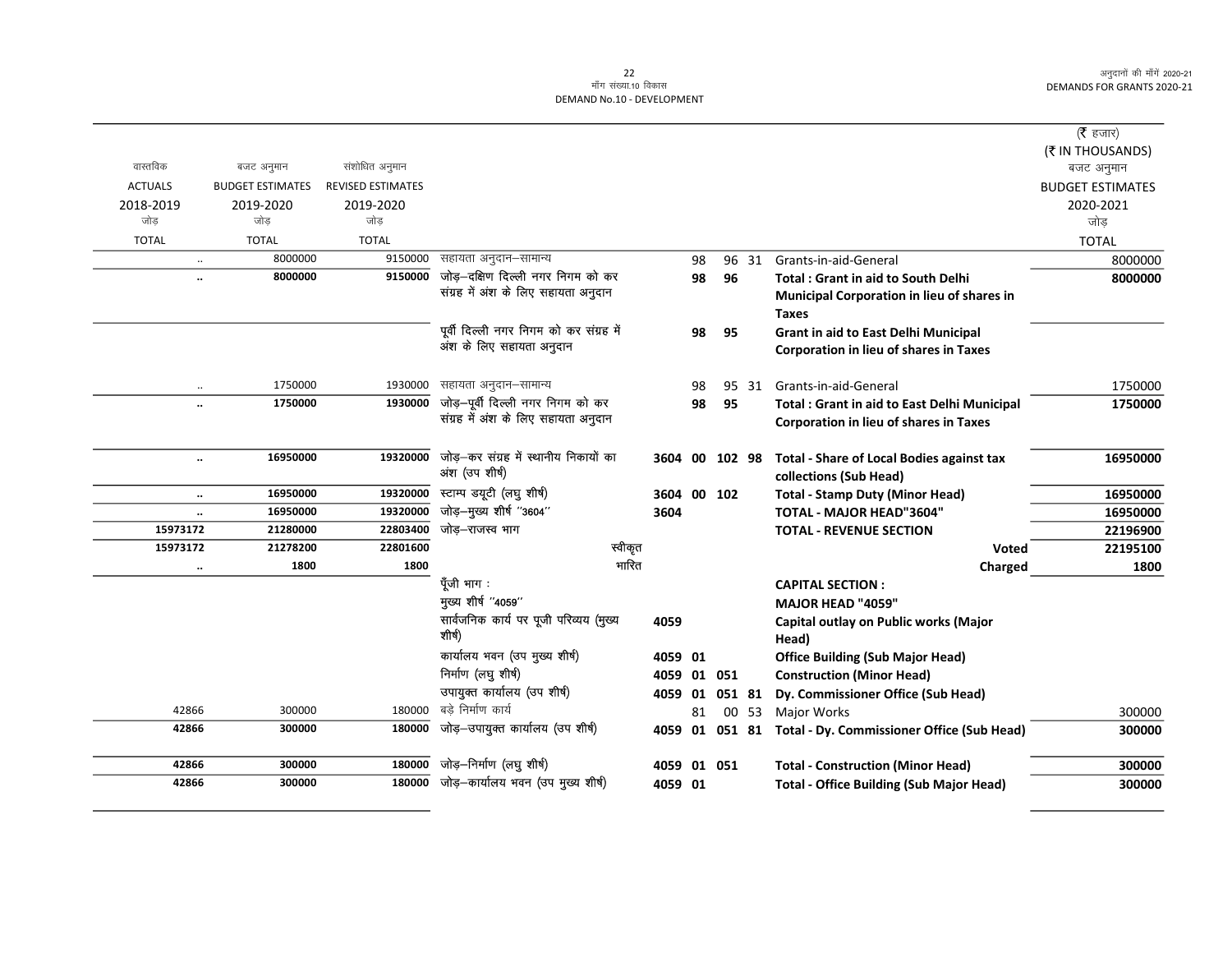| वास्तविक ACTUALS 2018-2019 जोड़ TOTAL | बजट अनुमान BUDGET ESTIMATES 2019-2020 जोड़ TOTAL | संशोधित अनुमान REVISED ESTIMATES 2019-2020 जोड़ TOTAL | | | | | | | (₹ हजार) (₹ IN THOUSANDS) बजट अनुमान BUDGET ESTIMATES 2020-2021 जोड़ TOTAL |
|---|---|---|---|---|---|---|---|---|---|
| .. | 8000000 | 9150000 | सहायता अनुदान–सामान्य | | 98 | 96 | 31 | Grants-in-aid-General | 8000000 |
| **..** | **8000000** | **9150000** | जोड़–दक्षिण दिल्ली नगर निगम को कर संग्रह में अंश के लिए सहायता अनुदान | | **98** | **96** | | **Total : Grant in aid to South Delhi Municipal Corporation in lieu of shares in Taxes** | **8000000** |
| | | | पूर्वी दिल्ली नगर निगम को कर संग्रह में अंश के लिए सहायता अनुदान | | **98** | **95** | | **Grant in aid to East Delhi Municipal Corporation in lieu of shares in Taxes** | |
| .. | 1750000 | 1930000 | सहायता अनुदान–सामान्य | | 98 | 95 | 31 | Grants-in-aid-General | 1750000 |
| **..** | **1750000** | **1930000** | जोड़–पूर्वी दिल्ली नगर निगम को कर संग्रह में अंश के लिए सहायता अनुदान | | **98** | **95** | | **Total : Grant in aid to East Delhi Municipal Corporation in lieu of shares in Taxes** | **1750000** |
| **..** | **16950000** | **19320000** | जोड़–कर संग्रह में स्थानीय निकायों का अंश (उप शीर्ष) | **3604** | **00** | **102** | **98** | **Total - Share of Local Bodies against tax collections (Sub Head)** | **16950000** |
| **..** | **16950000** | **19320000** | स्टाम्प डयूटी (लघु शीर्ष) | **3604** | **00** | **102** | | **Total - Stamp Duty (Minor Head)** | **16950000** |
| **..** | **16950000** | **19320000** | जोड़–मुख्य शीर्ष ''3604'' | **3604** | | | | **TOTAL - MAJOR HEAD"3604"** | **16950000** |
| **15973172** | **21280000** | **22803400** | जोड़–राजस्व भाग | | | | | **TOTAL - REVENUE SECTION** | **22196900** |
| **15973172** | **21278200** | **22801600** | स्वीकृत | | | | | **Voted** | **22195100** |
| **..** | **1800** | **1800** | भारित | | | | | **Charged** | **1800** |
| | | | पूँजी भाग : | | | | | **CAPITAL SECTION :** | |
| | | | मुख्य शीर्ष ''4059'' | | | | | **MAJOR HEAD "4059"** | |
| | | | सार्वजनिक कार्य पर पूजी परिव्यय (मुख्य शीर्ष) | **4059** | | | | **Capital outlay on Public works (Major Head)** | |
| | | | कार्यालय भवन (उप मुख्य शीर्ष) | **4059** | **01** | | | **Office Building (Sub Major Head)** | |
| | | | निर्माण (लघु शीर्ष) | **4059** | **01** | **051** | | **Construction (Minor Head)** | |
| | | | उपायुक्त कार्यालय (उप शीर्ष) | **4059** | **01** | **051** | **81** | **Dy. Commissioner Office (Sub Head)** | |
| 42866 | 300000 | 180000 | बड़े निर्माण कार्य | | 81 | 00 | 53 | Major Works | 300000 |
| **42866** | **300000** | **180000** | जोड़–उपायुक्त कार्यालय (उप शीर्ष) | **4059** | **01** | **051** | **81** | **Total - Dy. Commissioner Office (Sub Head)** | **300000** |
| **42866** | **300000** | **180000** | जोड़–निर्माण (लघु शीर्ष) | **4059** | **01** | **051** | | **Total - Construction (Minor Head)** | **300000** |
| **42866** | **300000** | **180000** | जोड़–कार्यालय भवन (उप मुख्य शीर्ष) | **4059** | **01** | | | **Total - Office Building (Sub Major Head)** | **300000** |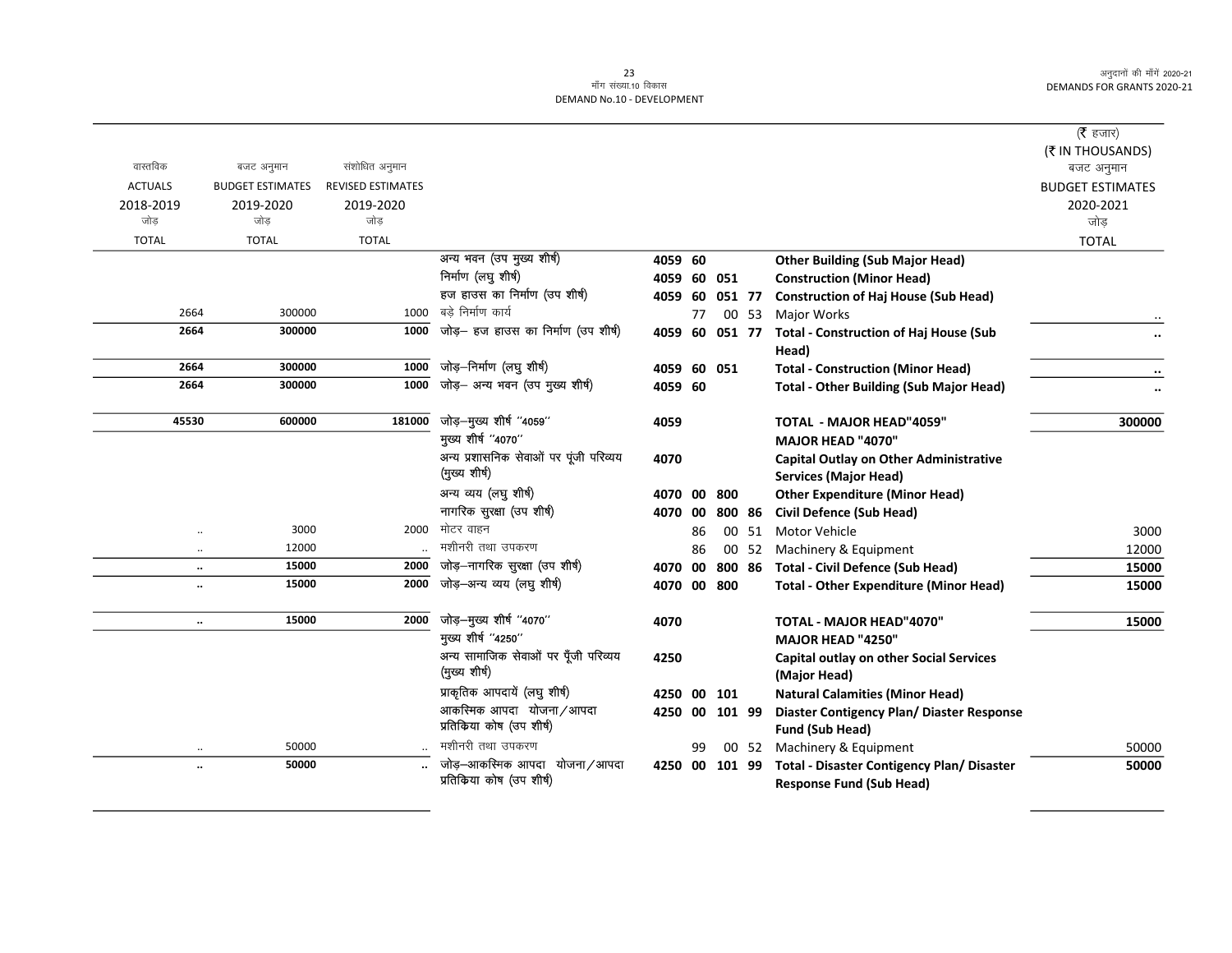| वास्तविक ACTUALS 2018-2019 जोड़ TOTAL | बजट अनुमान BUDGET ESTIMATES 2019-2020 जोड़ TOTAL | संशोधित अनुमान REVISED ESTIMATES 2019-2020 जोड़ TOTAL | | | | | | | (₹ हजार) (₹ IN THOUSANDS) बजट अनुमान BUDGET ESTIMATES 2020-2021 जोड़ TOTAL |
|---|---|---|---|---|---|---|---|---|---|
| | | | अन्य भवन (उप मुख्य शीर्ष) | 4059 | 60 | | | **Other Building (Sub Major Head)** | |
| | | | निर्माण (लघु शीर्ष) | 4059 | 60 | 051 | | **Construction (Minor Head)** | |
| | | | हज हाउस का निर्माण (उप शीर्ष) | 4059 | 60 | 051 | 77 | **Construction of Haj House (Sub Head)** | |
| 2664 | 300000 | 1000 | बड़े निर्माण कार्य | | 77 | 00 | 53 | Major Works | .. |
| **2664** | **300000** | **1000** | जोड़– हज हाउस का निर्माण (उप शीर्ष) | 4059 | 60 | 051 | 77 | **Total - Construction of Haj House (Sub Head)** | .. |
| **2664** | **300000** | **1000** | जोड़–निर्माण (लघु शीर्ष) | 4059 | 60 | 051 | | **Total - Construction (Minor Head)** | .. |
| **2664** | **300000** | **1000** | जोड़– अन्य भवन (उप मुख्य शीर्ष) | 4059 | 60 | | | **Total - Other Building (Sub Major Head)** | .. |
| **45530** | **600000** | **181000** | जोड़–मुख्य शीर्ष ''4059'' | 4059 | | | | **TOTAL - MAJOR HEAD"4059"** | **300000** |
| | | | मुख्य शीर्ष ''4070'' | | | | | **MAJOR HEAD "4070"** | |
| | | | अन्य प्रशासनिक सेवाओं पर पूंजी परिव्यय (मुख्य शीर्ष) | 4070 | | | | **Capital Outlay on Other Administrative Services (Major Head)** | |
| | | | अन्य व्यय (लघु शीर्ष) | 4070 | 00 | 800 | | **Other Expenditure (Minor Head)** | |
| | | | नागरिक सुरक्षा (उप शीर्ष) | 4070 | 00 | 800 | 86 | **Civil Defence (Sub Head)** | |
| .. | 3000 | 2000 | मोटर वाहन | | 86 | 00 | 51 | Motor Vehicle | 3000 |
| .. | 12000 | .. | मशीनरी तथा उपकरण | | 86 | 00 | 52 | Machinery & Equipment | 12000 |
| **..** | **15000** | **2000** | जोड़–नागरिक सुरक्षा (उप शीर्ष) | 4070 | 00 | 800 | 86 | **Total - Civil Defence (Sub Head)** | **15000** |
| **..** | **15000** | **2000** | जोड़–अन्य व्यय (लघु शीर्ष) | 4070 | 00 | 800 | | **Total - Other Expenditure (Minor Head)** | **15000** |
| **..** | **15000** | **2000** | जोड़–मुख्य शीर्ष ''4070'' | 4070 | | | | **TOTAL - MAJOR HEAD"4070"** | **15000** |
| | | | मुख्य शीर्ष ''4250'' | | | | | **MAJOR HEAD "4250"** | |
| | | | अन्य सामाजिक सेवाओं पर पूँजी परिव्यय (मुख्य शीर्ष) | 4250 | | | | **Capital outlay on other Social Services (Major Head)** | |
| | | | प्राकृतिक आपदायें (लघु शीर्ष) | 4250 | 00 | 101 | | **Natural Calamities (Minor Head)** | |
| | | | आकस्मिक आपदा योजना/आपदा प्रतिक्रिया कोष (उप शीर्ष) | 4250 | 00 | 101 | 99 | **Diaster Contigency Plan/ Diaster Response Fund (Sub Head)** | |
| .. | 50000 | .. | मशीनरी तथा उपकरण | | 99 | 00 | 52 | Machinery & Equipment | 50000 |
| **..** | **50000** | **..** | जोड़–आकस्मिक आपदा योजना/आपदा प्रतिक्रिया कोष (उप शीर्ष) | 4250 | 00 | 101 | 99 | **Total - Disaster Contigency Plan/ Disaster Response Fund (Sub Head)** | **50000** |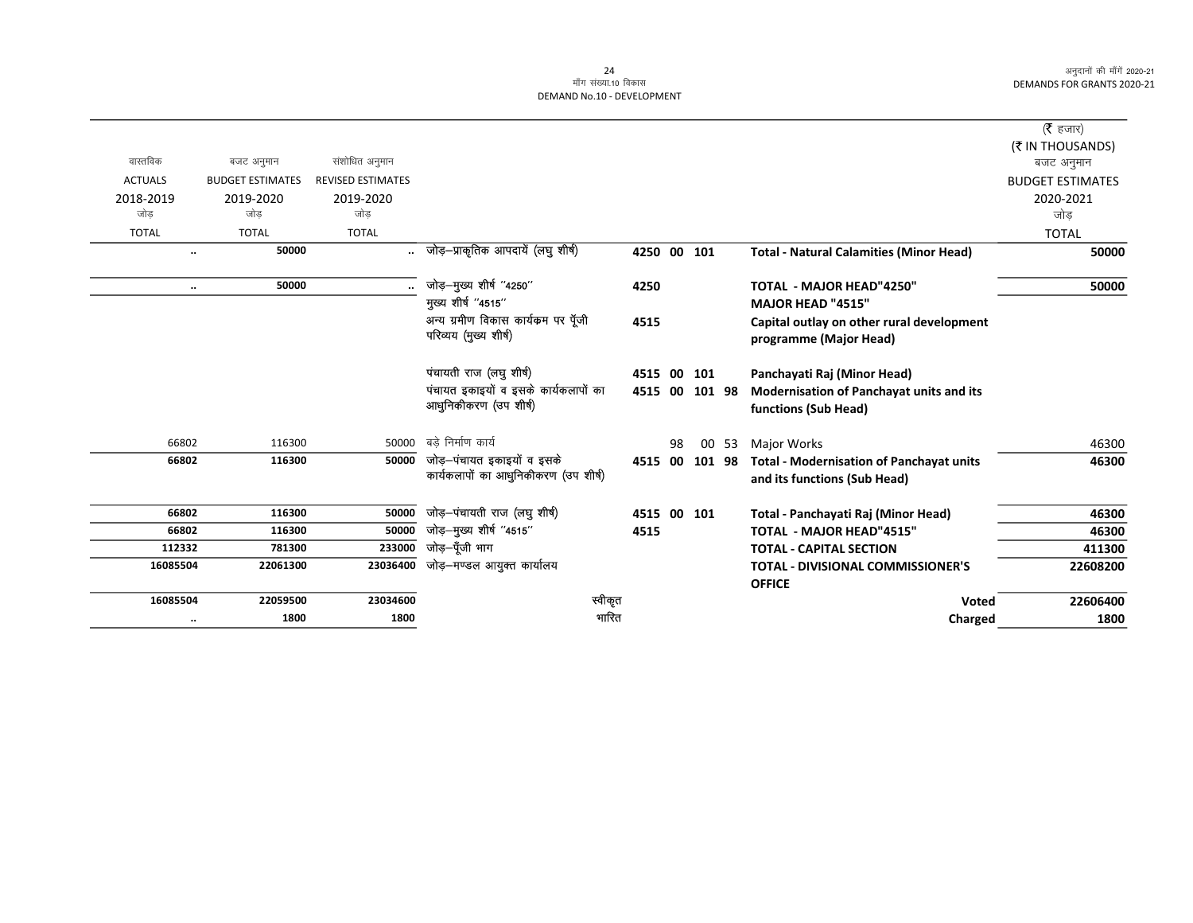| वास्तविक ACTUALS 2018-2019 जोड़ TOTAL | बजट अनुमान BUDGET ESTIMATES 2019-2020 जोड़ TOTAL | संशोधित अनुमान REVISED ESTIMATES 2019-2020 जोड़ TOTAL | | | | | | | (₹ हजार) (₹ IN THOUSANDS) बजट अनुमान BUDGET ESTIMATES 2020-2021 जोड़ TOTAL |
|---|---|---|---|---|---|---|---|---|---|
| .. | 50000 | .. | जोड़–प्राकृतिक आपदायें (लघु शीर्ष) | 4250 | 00 | 101 | | **Total - Natural Calamities (Minor Head)** | **50000** |
| .. | 50000 | .. | जोड़–मुख्य शीर्ष ''4250'' | 4250 | | | | **TOTAL - MAJOR HEAD"4250"** | **50000** |
| | | | मुख्य शीर्ष ''4515'' | | | | | **MAJOR HEAD "4515"** | |
| | | | अन्य ग्रमीण विकास कार्यक्रम पर पूँजी परिव्यय (मुख्य शीर्ष) | 4515 | | | | **Capital outlay on other rural development programme (Major Head)** | |
| | | | पंचायती राज (लघु शीर्ष) | 4515 | 00 | 101 | | **Panchayati Raj (Minor Head)** | |
| | | | पंचायत इकाइयों व इसके कार्यकलापों का आधुनिकीकरण (उप शीर्ष) | 4515 | 00 | 101 | 98 | **Modernisation of Panchayat units and its functions (Sub Head)** | |
| 66802 | 116300 | 50000 | बड़े निर्माण कार्य | | 98 | 00 | 53 | Major Works | 46300 |
| 66802 | 116300 | 50000 | जोड़–पंचायत इकाइयों व इसके कार्यकलापों का आधुनिकीकरण (उप शीर्ष) | 4515 | 00 | 101 | 98 | **Total - Modernisation of Panchayat units and its functions (Sub Head)** | **46300** |
| 66802 | 116300 | 50000 | जोड़–पंचायती राज (लघु शीर्ष) | 4515 | 00 | 101 | | **Total - Panchayati Raj (Minor Head)** | **46300** |
| 66802 | 116300 | 50000 | जोड़–मुख्य शीर्ष ''4515'' | 4515 | | | | **TOTAL - MAJOR HEAD"4515"** | **46300** |
| 112332 | 781300 | 233000 | जोड़–पूँजी भाग | | | | | **TOTAL - CAPITAL SECTION** | **411300** |
| 16085504 | 22061300 | 23036400 | जोड़–मण्डल आयुक्त कार्यालय | | | | | **TOTAL - DIVISIONAL COMMISSIONER'S OFFICE** | **22608200** |
| 16085504 | 22059500 | 23034600 | स्वीकृत | | | | | **Voted** | **22606400** |
| .. | 1800 | 1800 | भारित | | | | | **Charged** | **1800** |